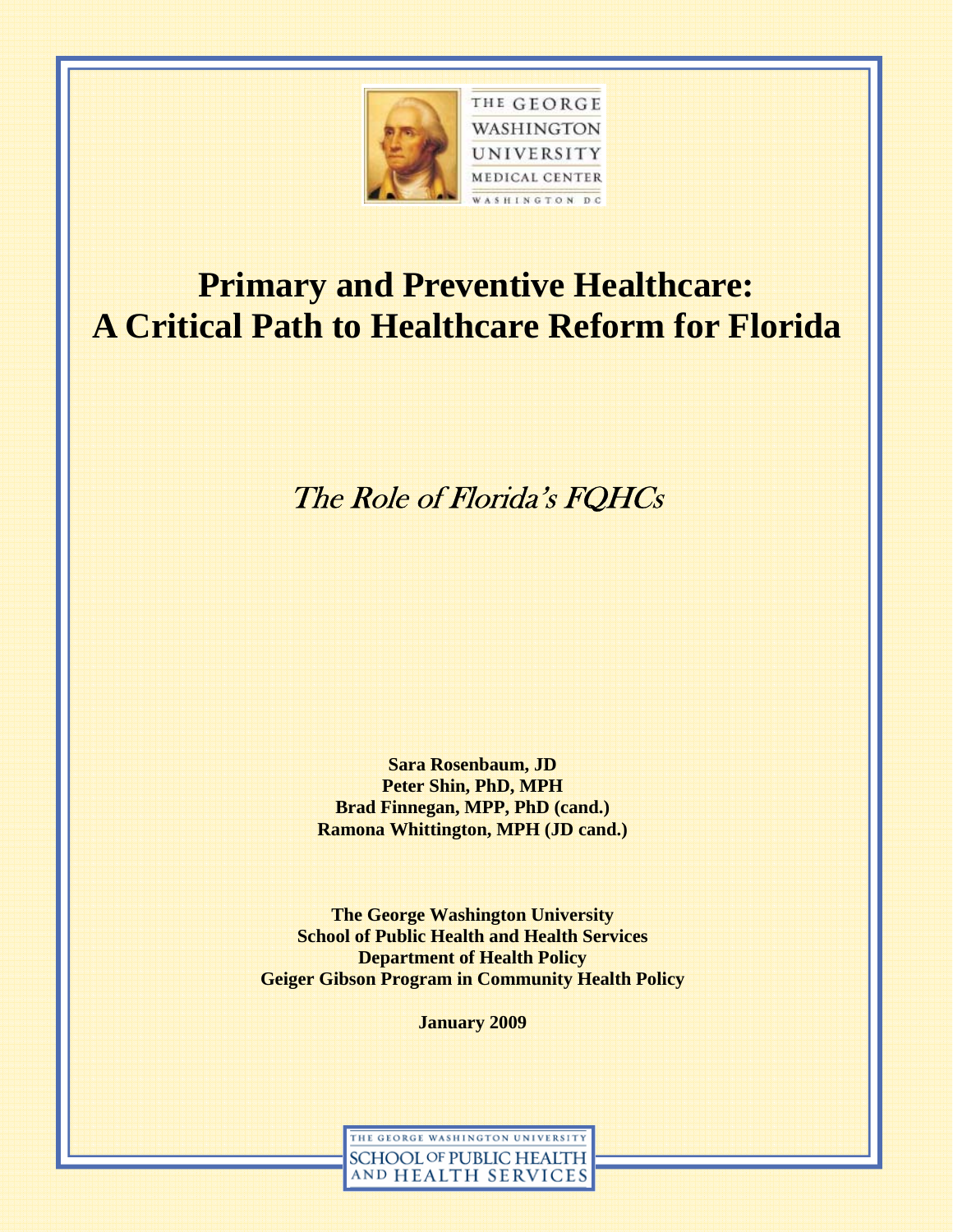THE GEORGE WASHINGTON UNIVERSITY MEDICAL CENTER WASHINGTON DC

# Primary and Preventive Healthcare: A Critical Path to Healthcare Reform for Florida

*The Role of Florida's FQHCs*

**Sara Rosenbaum, JD**
**Peter Shin, PhD, MPH**
**Brad Finnegan, MPP, PhD (cand.)**
**Ramona Whittington, MPH (JD cand.)**

**The George Washington University**
**School of Public Health and Health Services**
**Department of Health Policy**
**Geiger Gibson Program in Community Health Policy**

**January 2009**

THE GEORGE WASHINGTON UNIVERSITY SCHOOL OF PUBLIC HEALTH AND HEALTH SERVICES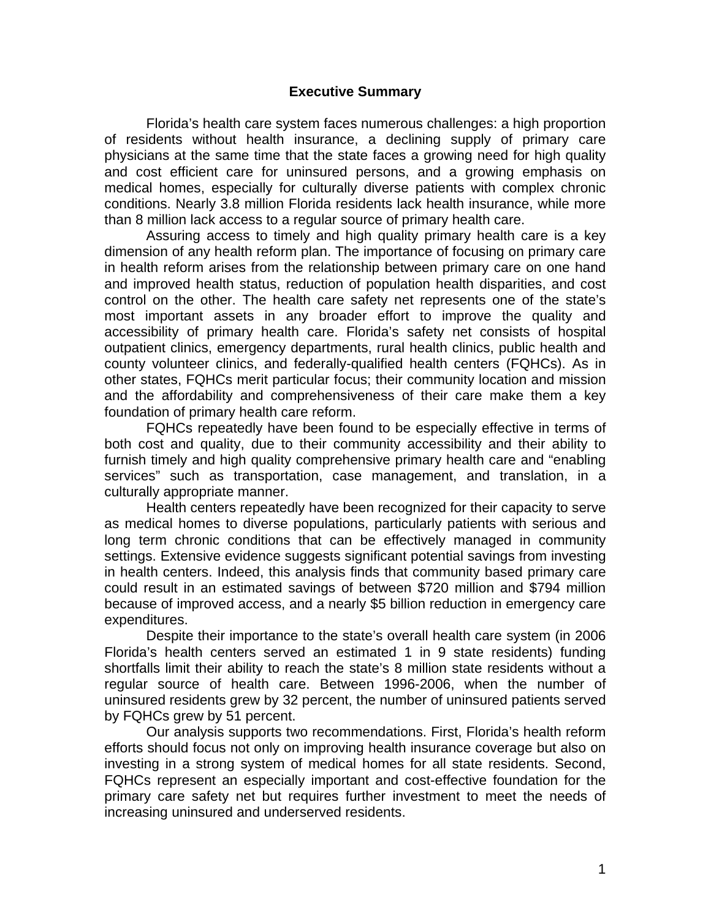## Executive Summary

Florida's health care system faces numerous challenges: a high proportion of residents without health insurance, a declining supply of primary care physicians at the same time that the state faces a growing need for high quality and cost efficient care for uninsured persons, and a growing emphasis on medical homes, especially for culturally diverse patients with complex chronic conditions. Nearly 3.8 million Florida residents lack health insurance, while more than 8 million lack access to a regular source of primary health care.

Assuring access to timely and high quality primary health care is a key dimension of any health reform plan. The importance of focusing on primary care in health reform arises from the relationship between primary care on one hand and improved health status, reduction of population health disparities, and cost control on the other. The health care safety net represents one of the state's most important assets in any broader effort to improve the quality and accessibility of primary health care. Florida's safety net consists of hospital outpatient clinics, emergency departments, rural health clinics, public health and county volunteer clinics, and federally-qualified health centers (FQHCs). As in other states, FQHCs merit particular focus; their community location and mission and the affordability and comprehensiveness of their care make them a key foundation of primary health care reform.

FQHCs repeatedly have been found to be especially effective in terms of both cost and quality, due to their community accessibility and their ability to furnish timely and high quality comprehensive primary health care and "enabling services" such as transportation, case management, and translation, in a culturally appropriate manner.

Health centers repeatedly have been recognized for their capacity to serve as medical homes to diverse populations, particularly patients with serious and long term chronic conditions that can be effectively managed in community settings. Extensive evidence suggests significant potential savings from investing in health centers. Indeed, this analysis finds that community based primary care could result in an estimated savings of between $720 million and $794 million because of improved access, and a nearly $5 billion reduction in emergency care expenditures.

Despite their importance to the state's overall health care system (in 2006 Florida's health centers served an estimated 1 in 9 state residents) funding shortfalls limit their ability to reach the state's 8 million state residents without a regular source of health care. Between 1996-2006, when the number of uninsured residents grew by 32 percent, the number of uninsured patients served by FQHCs grew by 51 percent.

Our analysis supports two recommendations. First, Florida's health reform efforts should focus not only on improving health insurance coverage but also on investing in a strong system of medical homes for all state residents. Second, FQHCs represent an especially important and cost-effective foundation for the primary care safety net but requires further investment to meet the needs of increasing uninsured and underserved residents.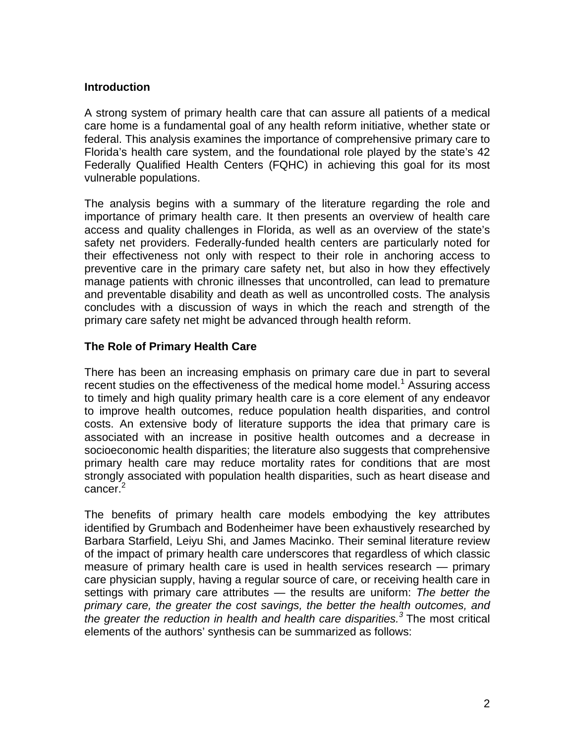## Introduction

A strong system of primary health care that can assure all patients of a medical care home is a fundamental goal of any health reform initiative, whether state or federal. This analysis examines the importance of comprehensive primary care to Florida's health care system, and the foundational role played by the state's 42 Federally Qualified Health Centers (FQHC) in achieving this goal for its most vulnerable populations.

The analysis begins with a summary of the literature regarding the role and importance of primary health care. It then presents an overview of health care access and quality challenges in Florida, as well as an overview of the state's safety net providers. Federally-funded health centers are particularly noted for their effectiveness not only with respect to their role in anchoring access to preventive care in the primary care safety net, but also in how they effectively manage patients with chronic illnesses that uncontrolled, can lead to premature and preventable disability and death as well as uncontrolled costs. The analysis concludes with a discussion of ways in which the reach and strength of the primary care safety net might be advanced through health reform.

## The Role of Primary Health Care

There has been an increasing emphasis on primary care due in part to several recent studies on the effectiveness of the medical home model.[1] Assuring access to timely and high quality primary health care is a core element of any endeavor to improve health outcomes, reduce population health disparities, and control costs. An extensive body of literature supports the idea that primary care is associated with an increase in positive health outcomes and a decrease in socioeconomic health disparities; the literature also suggests that comprehensive primary health care may reduce mortality rates for conditions that are most strongly associated with population health disparities, such as heart disease and cancer.[2]

The benefits of primary health care models embodying the key attributes identified by Grumbach and Bodenheimer have been exhaustively researched by Barbara Starfield, Leiyu Shi, and James Macinko. Their seminal literature review of the impact of primary health care underscores that regardless of which classic measure of primary health care is used in health services research — primary care physician supply, having a regular source of care, or receiving health care in settings with primary care attributes — the results are uniform: *The better the primary care, the greater the cost savings, the better the health outcomes, and the greater the reduction in health and health care disparities.*[3] The most critical elements of the authors' synthesis can be summarized as follows: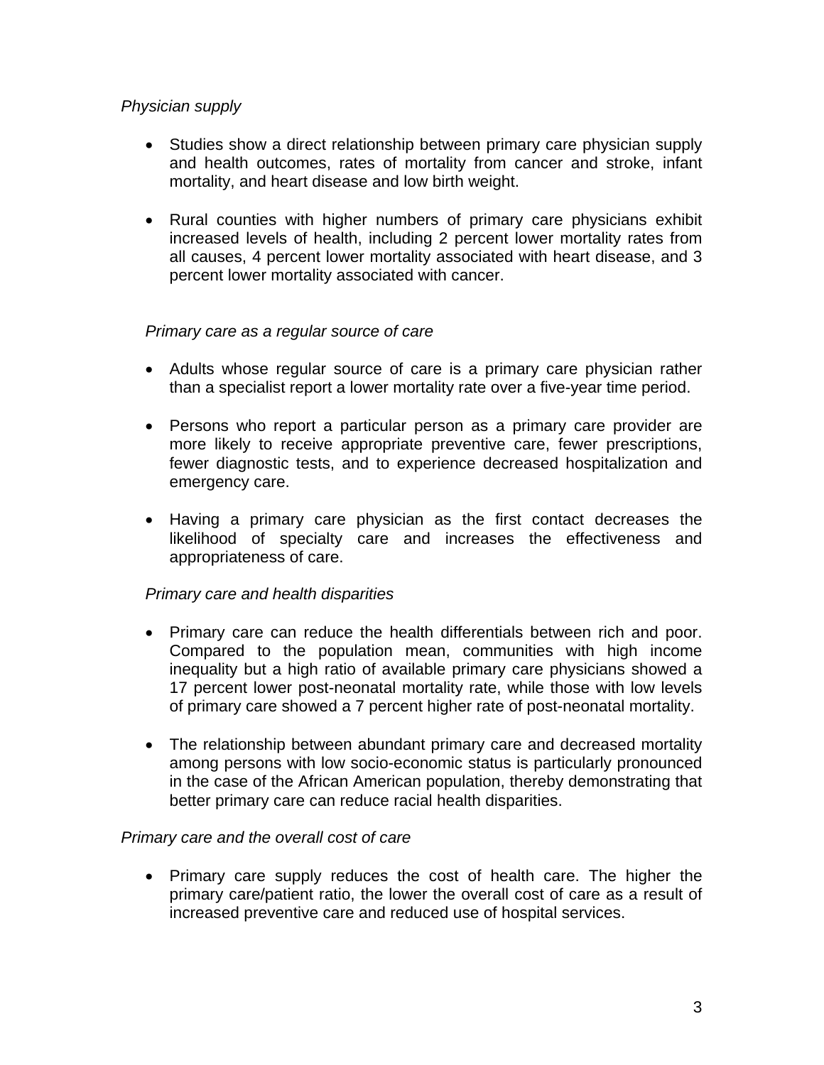*Physician supply*

- Studies show a direct relationship between primary care physician supply and health outcomes, rates of mortality from cancer and stroke, infant mortality, and heart disease and low birth weight.

- Rural counties with higher numbers of primary care physicians exhibit increased levels of health, including 2 percent lower mortality rates from all causes, 4 percent lower mortality associated with heart disease, and 3 percent lower mortality associated with cancer.

*Primary care as a regular source of care*

- Adults whose regular source of care is a primary care physician rather than a specialist report a lower mortality rate over a five-year time period.

- Persons who report a particular person as a primary care provider are more likely to receive appropriate preventive care, fewer prescriptions, fewer diagnostic tests, and to experience decreased hospitalization and emergency care.

- Having a primary care physician as the first contact decreases the likelihood of specialty care and increases the effectiveness and appropriateness of care.

*Primary care and health disparities*

- Primary care can reduce the health differentials between rich and poor. Compared to the population mean, communities with high income inequality but a high ratio of available primary care physicians showed a 17 percent lower post-neonatal mortality rate, while those with low levels of primary care showed a 7 percent higher rate of post-neonatal mortality.

- The relationship between abundant primary care and decreased mortality among persons with low socio-economic status is particularly pronounced in the case of the African American population, thereby demonstrating that better primary care can reduce racial health disparities.

*Primary care and the overall cost of care*

- Primary care supply reduces the cost of health care. The higher the primary care/patient ratio, the lower the overall cost of care as a result of increased preventive care and reduced use of hospital services.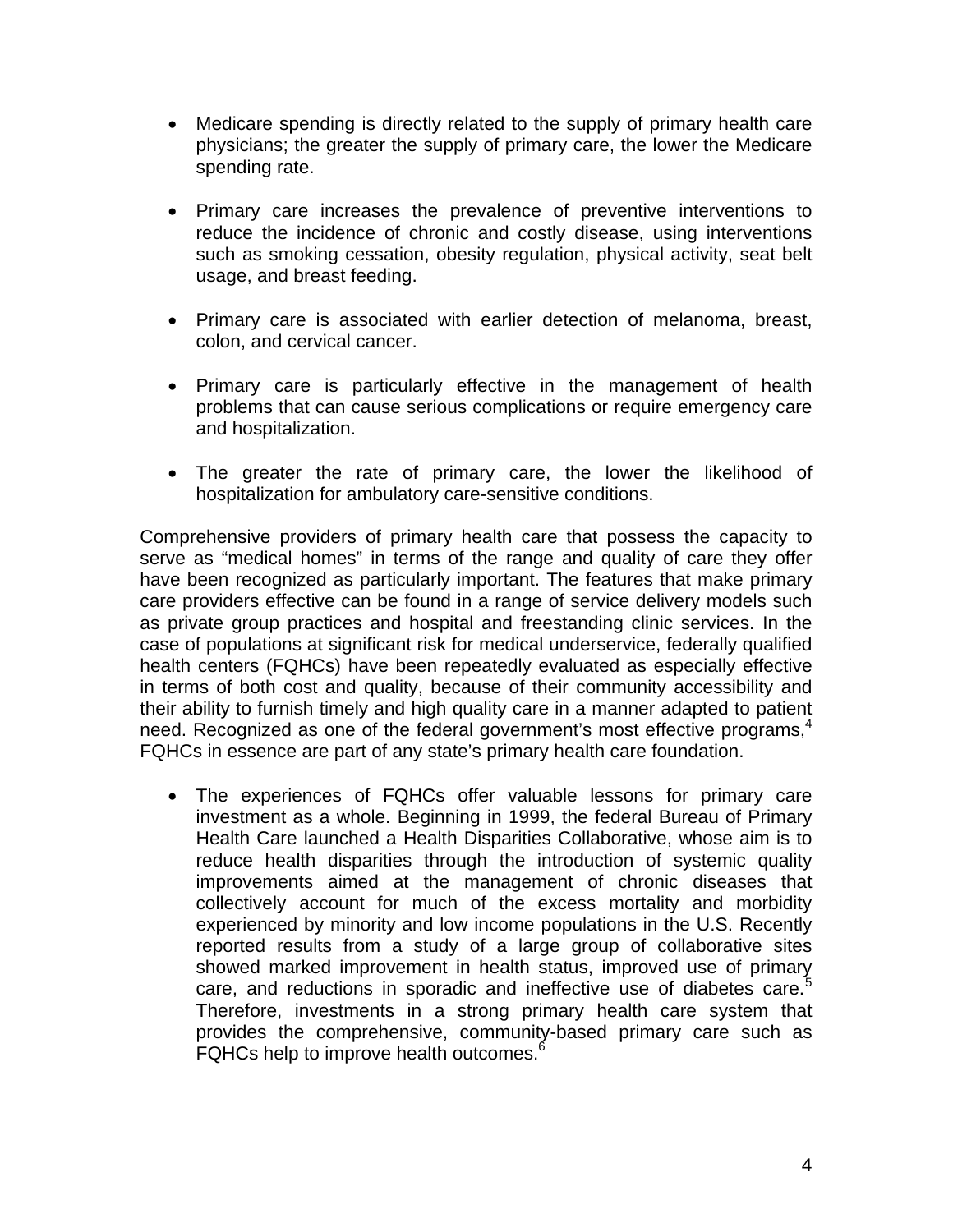- Medicare spending is directly related to the supply of primary health care physicians; the greater the supply of primary care, the lower the Medicare spending rate.

- Primary care increases the prevalence of preventive interventions to reduce the incidence of chronic and costly disease, using interventions such as smoking cessation, obesity regulation, physical activity, seat belt usage, and breast feeding.

- Primary care is associated with earlier detection of melanoma, breast, colon, and cervical cancer.

- Primary care is particularly effective in the management of health problems that can cause serious complications or require emergency care and hospitalization.

- The greater the rate of primary care, the lower the likelihood of hospitalization for ambulatory care-sensitive conditions.

Comprehensive providers of primary health care that possess the capacity to serve as "medical homes" in terms of the range and quality of care they offer have been recognized as particularly important. The features that make primary care providers effective can be found in a range of service delivery models such as private group practices and hospital and freestanding clinic services. In the case of populations at significant risk for medical underservice, federally qualified health centers (FQHCs) have been repeatedly evaluated as especially effective in terms of both cost and quality, because of their community accessibility and their ability to furnish timely and high quality care in a manner adapted to patient need. Recognized as one of the federal government's most effective programs,[4] FQHCs in essence are part of any state's primary health care foundation.

- The experiences of FQHCs offer valuable lessons for primary care investment as a whole. Beginning in 1999, the federal Bureau of Primary Health Care launched a Health Disparities Collaborative, whose aim is to reduce health disparities through the introduction of systemic quality improvements aimed at the management of chronic diseases that collectively account for much of the excess mortality and morbidity experienced by minority and low income populations in the U.S. Recently reported results from a study of a large group of collaborative sites showed marked improvement in health status, improved use of primary care, and reductions in sporadic and ineffective use of diabetes care.[5] Therefore, investments in a strong primary health care system that provides the comprehensive, community-based primary care such as FQHCs help to improve health outcomes.[6]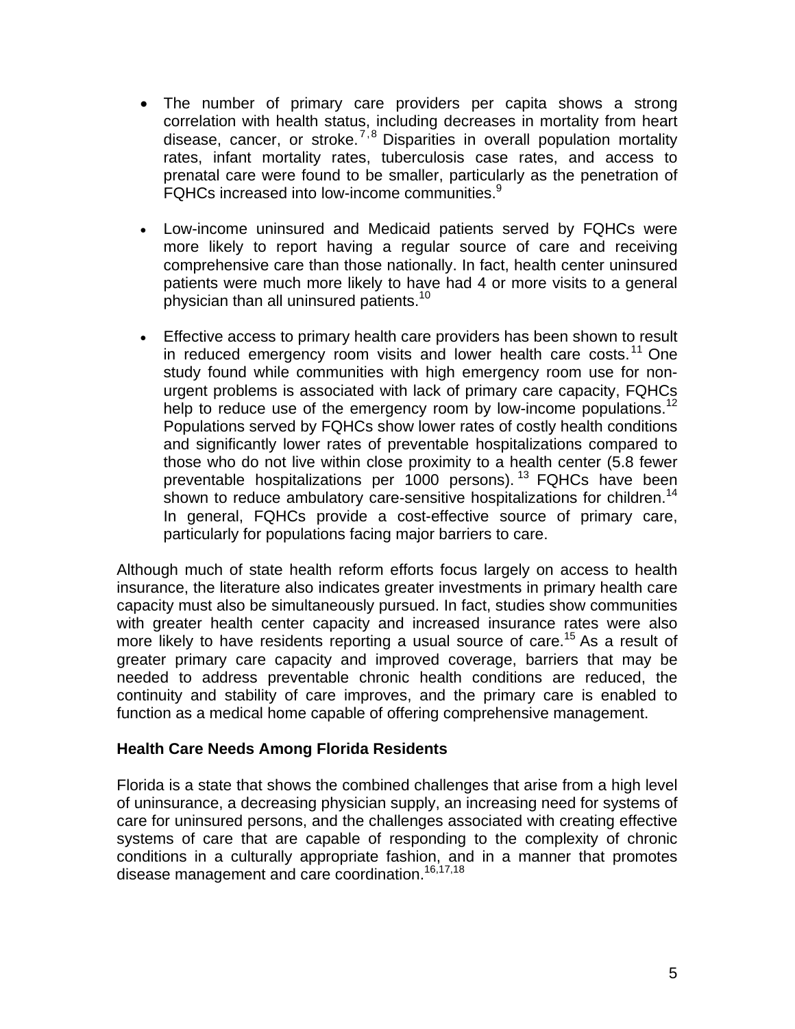- The number of primary care providers per capita shows a strong correlation with health status, including decreases in mortality from heart disease, cancer, or stroke.[7,8] Disparities in overall population mortality rates, infant mortality rates, tuberculosis case rates, and access to prenatal care were found to be smaller, particularly as the penetration of FQHCs increased into low-income communities.[9]

- Low-income uninsured and Medicaid patients served by FQHCs were more likely to report having a regular source of care and receiving comprehensive care than those nationally. In fact, health center uninsured patients were much more likely to have had 4 or more visits to a general physician than all uninsured patients.[10]

- Effective access to primary health care providers has been shown to result in reduced emergency room visits and lower health care costs.[11] One study found while communities with high emergency room use for non-urgent problems is associated with lack of primary care capacity, FQHCs help to reduce use of the emergency room by low-income populations.[12] Populations served by FQHCs show lower rates of costly health conditions and significantly lower rates of preventable hospitalizations compared to those who do not live within close proximity to a health center (5.8 fewer preventable hospitalizations per 1000 persons).[13] FQHCs have been shown to reduce ambulatory care-sensitive hospitalizations for children.[14] In general, FQHCs provide a cost-effective source of primary care, particularly for populations facing major barriers to care.

Although much of state health reform efforts focus largely on access to health insurance, the literature also indicates greater investments in primary health care capacity must also be simultaneously pursued. In fact, studies show communities with greater health center capacity and increased insurance rates were also more likely to have residents reporting a usual source of care.[15] As a result of greater primary care capacity and improved coverage, barriers that may be needed to address preventable chronic health conditions are reduced, the continuity and stability of care improves, and the primary care is enabled to function as a medical home capable of offering comprehensive management.

**Health Care Needs Among Florida Residents**

Florida is a state that shows the combined challenges that arise from a high level of uninsurance, a decreasing physician supply, an increasing need for systems of care for uninsured persons, and the challenges associated with creating effective systems of care that are capable of responding to the complexity of chronic conditions in a culturally appropriate fashion, and in a manner that promotes disease management and care coordination.[16,17,18]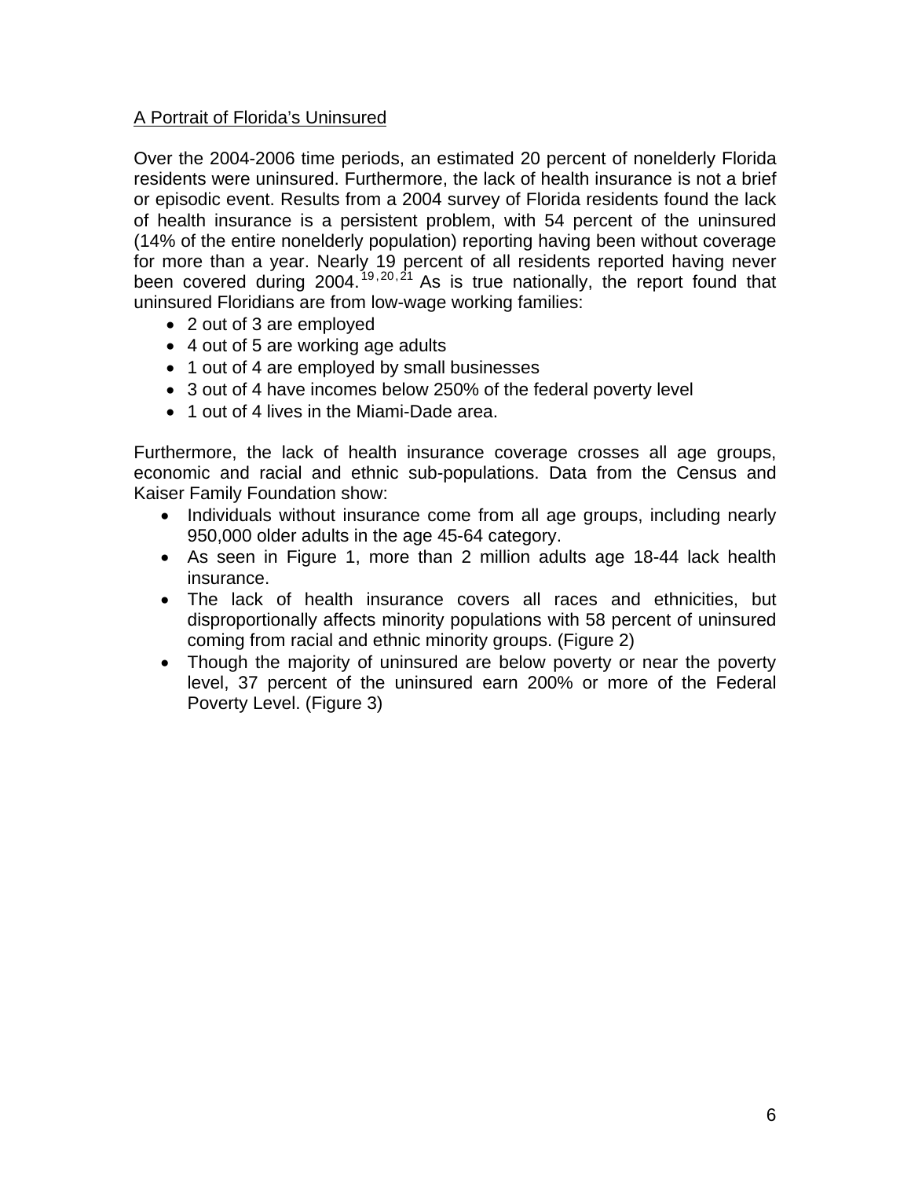A Portrait of Florida's Uninsured

Over the 2004-2006 time periods, an estimated 20 percent of nonelderly Florida residents were uninsured. Furthermore, the lack of health insurance is not a brief or episodic event. Results from a 2004 survey of Florida residents found the lack of health insurance is a persistent problem, with 54 percent of the uninsured (14% of the entire nonelderly population) reporting having been without coverage for more than a year. Nearly 19 percent of all residents reported having never been covered during 2004.[19,20,21] As is true nationally, the report found that uninsured Floridians are from low-wage working families:

- 2 out of 3 are employed
- 4 out of 5 are working age adults
- 1 out of 4 are employed by small businesses
- 3 out of 4 have incomes below 250% of the federal poverty level
- 1 out of 4 lives in the Miami-Dade area.

Furthermore, the lack of health insurance coverage crosses all age groups, economic and racial and ethnic sub-populations. Data from the Census and Kaiser Family Foundation show:

- Individuals without insurance come from all age groups, including nearly 950,000 older adults in the age 45-64 category.
- As seen in Figure 1, more than 2 million adults age 18-44 lack health insurance.
- The lack of health insurance covers all races and ethnicities, but disproportionally affects minority populations with 58 percent of uninsured coming from racial and ethnic minority groups. (Figure 2)
- Though the majority of uninsured are below poverty or near the poverty level, 37 percent of the uninsured earn 200% or more of the Federal Poverty Level. (Figure 3)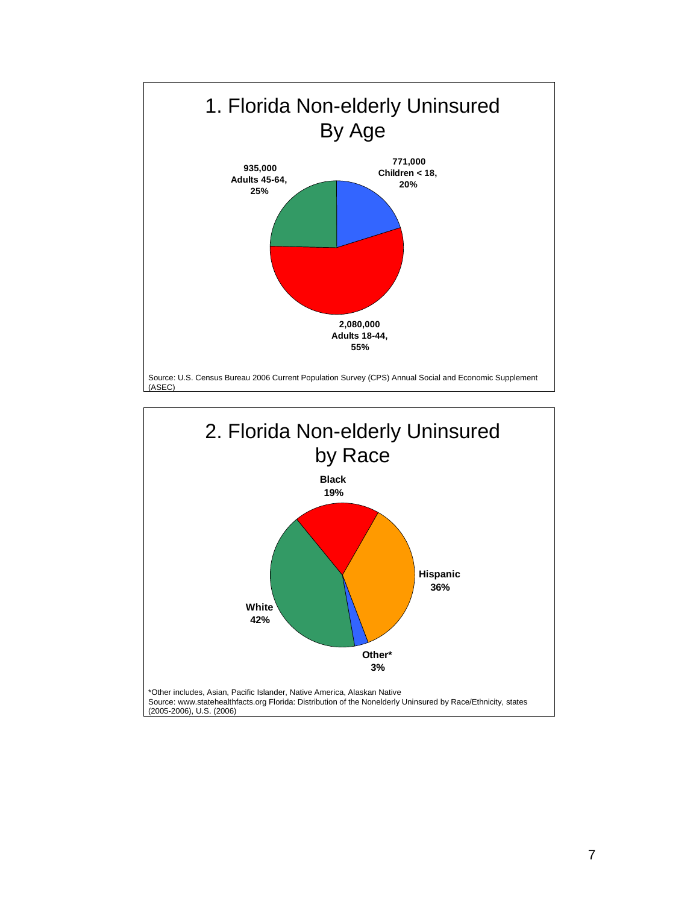## 1. Florida Non-elderly Uninsured By Age

- 771,000 Children < 18, 20%
- 2,080,000 Adults 18-44, 55%
- 935,000 Adults 45-64, 25%

Source: U.S. Census Bureau 2006 Current Population Survey (CPS) Annual Social and Economic Supplement (ASEC)

## 2. Florida Non-elderly Uninsured by Race

- Black 19%
- Hispanic 36%
- Other* 3%
- White 42%

*Other includes, Asian, Pacific Islander, Native America, Alaskan Native

Source: www.statehealthfacts.org Florida: Distribution of the Nonelderly Uninsured by Race/Ethnicity, states (2005-2006), U.S. (2006)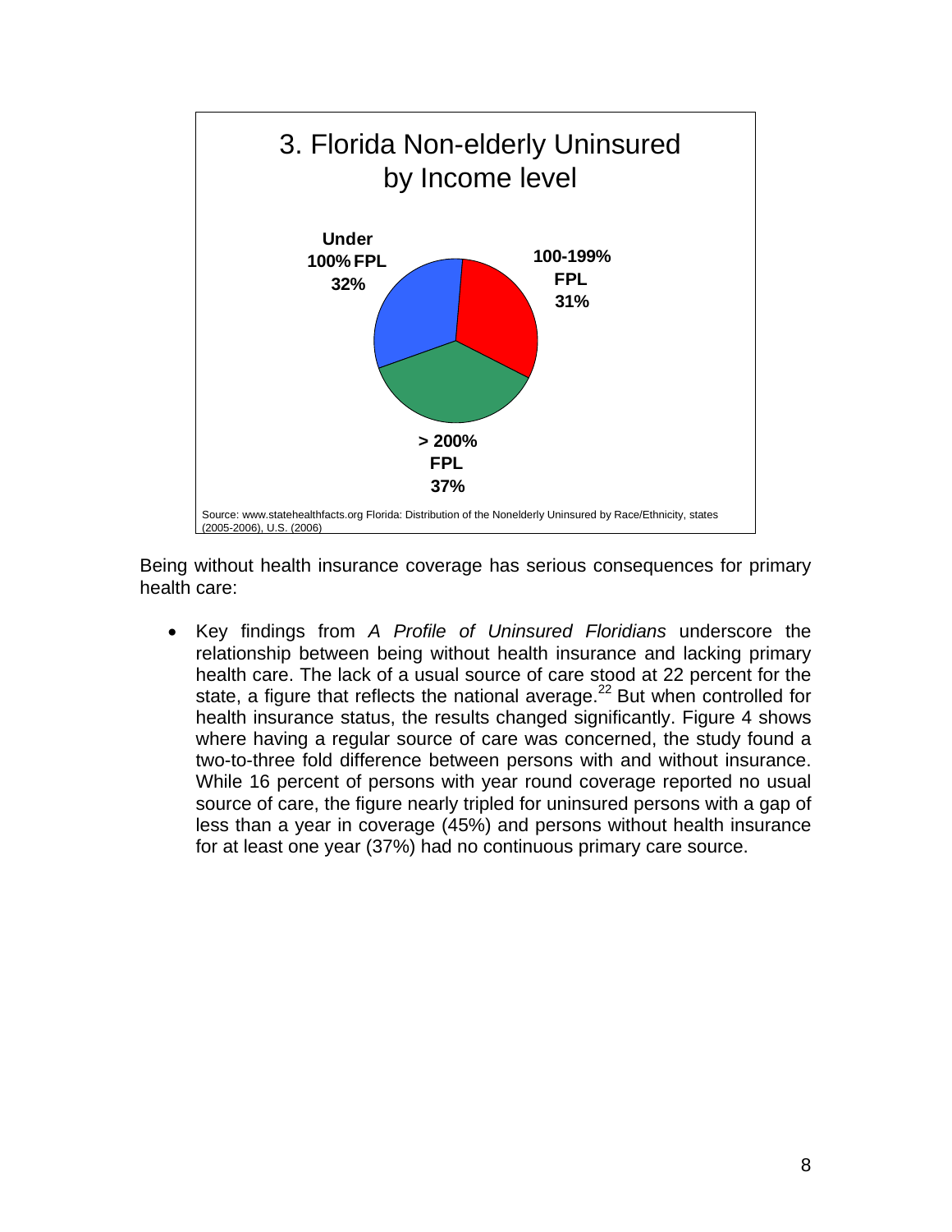3. Florida Non-elderly Uninsured by Income level

Under 100% FPL 32%

100-199% FPL 31%

> 200% FPL 37%

Source: www.statehealthfacts.org Florida: Distribution of the Nonelderly Uninsured by Race/Ethnicity, states (2005-2006), U.S. (2006)

Being without health insurance coverage has serious consequences for primary health care:

- Key findings from *A Profile of Uninsured Floridians* underscore the relationship between being without health insurance and lacking primary health care. The lack of a usual source of care stood at 22 percent for the state, a figure that reflects the national average.[22] But when controlled for health insurance status, the results changed significantly. Figure 4 shows where having a regular source of care was concerned, the study found a two-to-three fold difference between persons with and without insurance. While 16 percent of persons with year round coverage reported no usual source of care, the figure nearly tripled for uninsured persons with a gap of less than a year in coverage (45%) and persons without health insurance for at least one year (37%) had no continuous primary care source.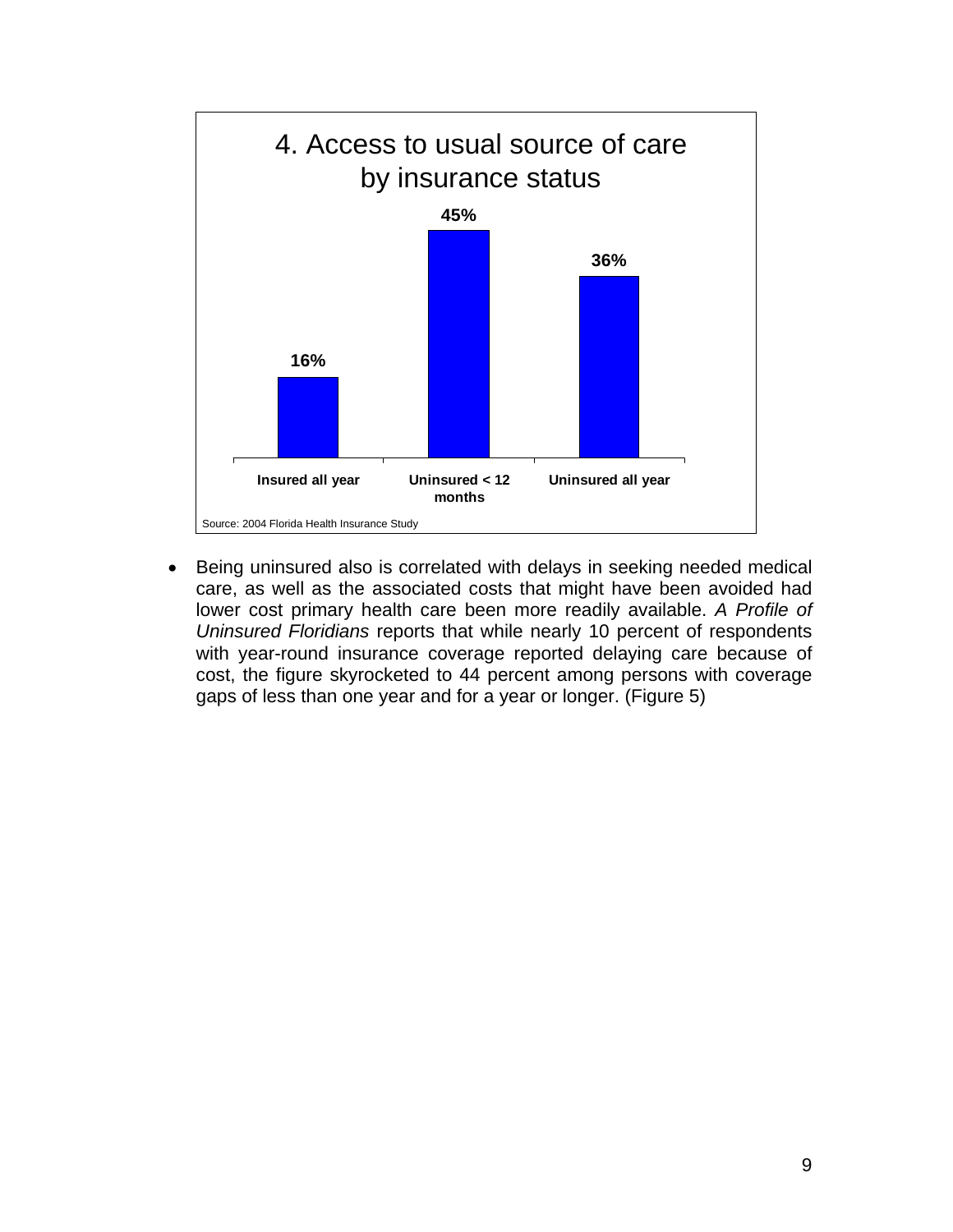4. Access to usual source of care by insurance status

| Insured all year | Uninsured < 12 months | Uninsured all year |
|---|---|---|
| 16% | 45% | 36% |

Source: 2004 Florida Health Insurance Study

- Being uninsured also is correlated with delays in seeking needed medical care, as well as the associated costs that might have been avoided had lower cost primary health care been more readily available. *A Profile of Uninsured Floridians* reports that while nearly 10 percent of respondents with year-round insurance coverage reported delaying care because of cost, the figure skyrocketed to 44 percent among persons with coverage gaps of less than one year and for a year or longer. (Figure 5)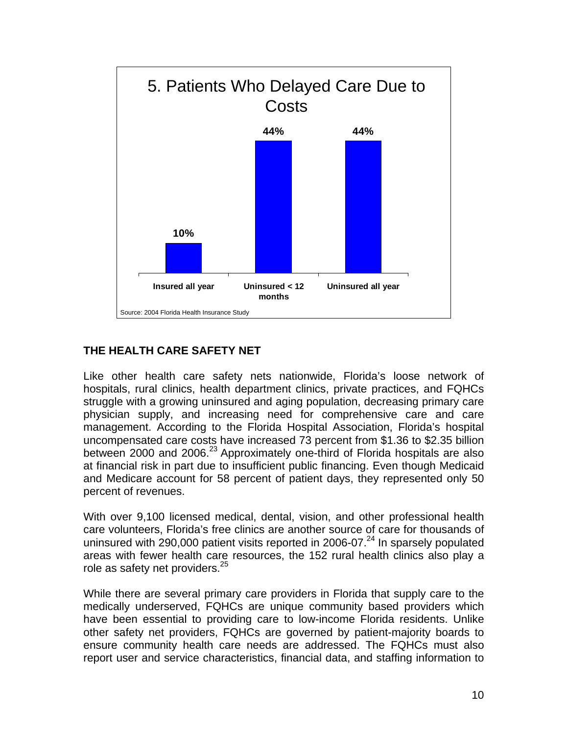**5. Patients Who Delayed Care Due to Costs**

| | Percent |
|---|---|
| Insured all year | 10% |
| Uninsured < 12 months | 44% |
| Uninsured all year | 44% |

Source: 2004 Florida Health Insurance Study

## THE HEALTH CARE SAFETY NET

Like other health care safety nets nationwide, Florida's loose network of hospitals, rural clinics, health department clinics, private practices, and FQHCs struggle with a growing uninsured and aging population, decreasing primary care physician supply, and increasing need for comprehensive care and care management. According to the Florida Hospital Association, Florida's hospital uncompensated care costs have increased 73 percent from $1.36 to $2.35 billion between 2000 and 2006.[23] Approximately one-third of Florida hospitals are also at financial risk in part due to insufficient public financing. Even though Medicaid and Medicare account for 58 percent of patient days, they represented only 50 percent of revenues.

With over 9,100 licensed medical, dental, vision, and other professional health care volunteers, Florida's free clinics are another source of care for thousands of uninsured with 290,000 patient visits reported in 2006-07.[24] In sparsely populated areas with fewer health care resources, the 152 rural health clinics also play a role as safety net providers.[25]

While there are several primary care providers in Florida that supply care to the medically underserved, FQHCs are unique community based providers which have been essential to providing care to low-income Florida residents. Unlike other safety net providers, FQHCs are governed by patient-majority boards to ensure community health care needs are addressed. The FQHCs must also report user and service characteristics, financial data, and staffing information to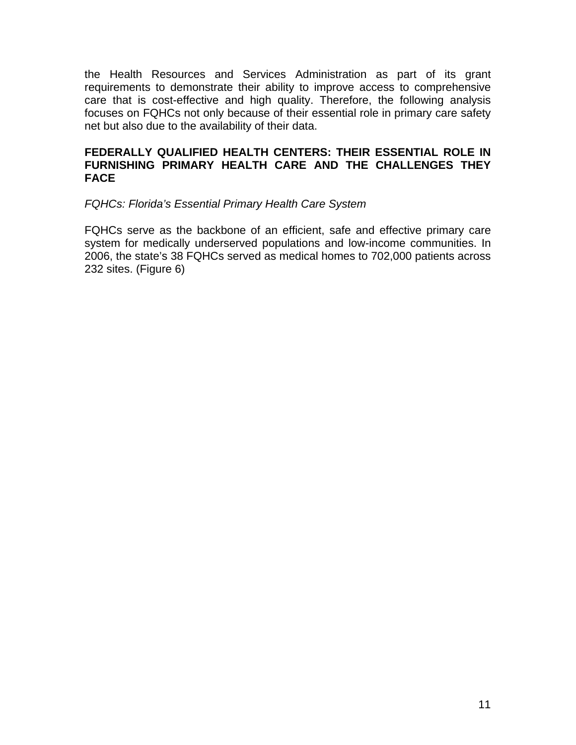the Health Resources and Services Administration as part of its grant requirements to demonstrate their ability to improve access to comprehensive care that is cost-effective and high quality. Therefore, the following analysis focuses on FQHCs not only because of their essential role in primary care safety net but also due to the availability of their data.

## FEDERALLY QUALIFIED HEALTH CENTERS: THEIR ESSENTIAL ROLE IN FURNISHING PRIMARY HEALTH CARE AND THE CHALLENGES THEY FACE

*FQHCs: Florida's Essential Primary Health Care System*

FQHCs serve as the backbone of an efficient, safe and effective primary care system for medically underserved populations and low-income communities. In 2006, the state's 38 FQHCs served as medical homes to 702,000 patients across 232 sites. (Figure 6)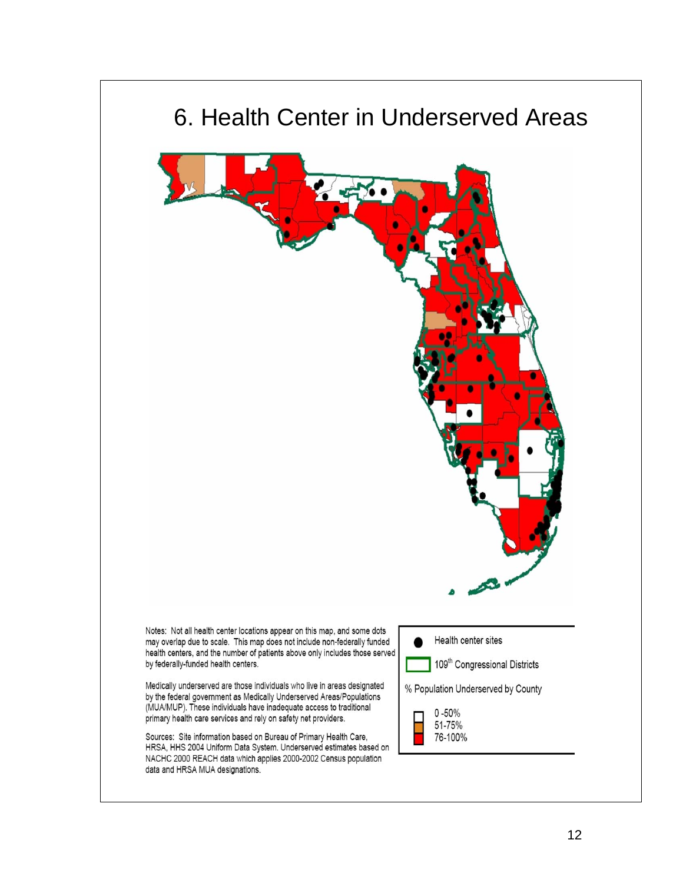# 6. Health Center in Underserved Areas

Notes: Not all health center locations appear on this map, and some dots may overlap due to scale. This map does not include non-federally funded health centers, and the number of patients above only includes those served by federally-funded health centers.

Medically underserved are those individuals who live in areas designated by the federal government as Medically Underserved Areas/Populations (MUA/MUP). These individuals have inadequate access to traditional primary health care services and rely on safety net providers.

Sources: Site information based on Bureau of Primary Health Care, HRSA, HHS 2004 Uniform Data System. Underserved estimates based on NACHC 2000 REACH data which applies 2000-2002 Census population data and HRSA MUA designations.

- Health center sites
- 109th Congressional Districts

% Population Underserved by County

- 0 -50%
- 51-75%
- 76-100%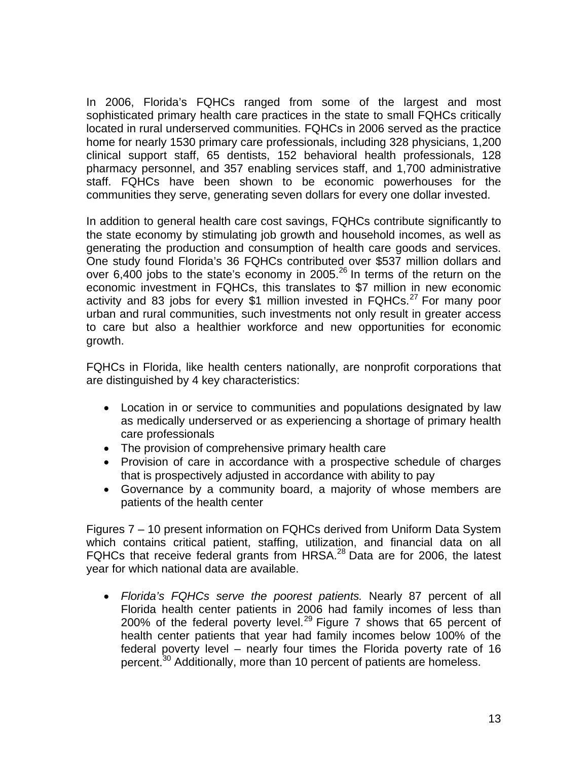In 2006, Florida's FQHCs ranged from some of the largest and most sophisticated primary health care practices in the state to small FQHCs critically located in rural underserved communities. FQHCs in 2006 served as the practice home for nearly 1530 primary care professionals, including 328 physicians, 1,200 clinical support staff, 65 dentists, 152 behavioral health professionals, 128 pharmacy personnel, and 357 enabling services staff, and 1,700 administrative staff. FQHCs have been shown to be economic powerhouses for the communities they serve, generating seven dollars for every one dollar invested.

In addition to general health care cost savings, FQHCs contribute significantly to the state economy by stimulating job growth and household incomes, as well as generating the production and consumption of health care goods and services. One study found Florida's 36 FQHCs contributed over $537 million dollars and over 6,400 jobs to the state's economy in 2005.[26] In terms of the return on the economic investment in FQHCs, this translates to $7 million in new economic activity and 83 jobs for every $1 million invested in FQHCs.[27] For many poor urban and rural communities, such investments not only result in greater access to care but also a healthier workforce and new opportunities for economic growth.

FQHCs in Florida, like health centers nationally, are nonprofit corporations that are distinguished by 4 key characteristics:

- Location in or service to communities and populations designated by law as medically underserved or as experiencing a shortage of primary health care professionals
- The provision of comprehensive primary health care
- Provision of care in accordance with a prospective schedule of charges that is prospectively adjusted in accordance with ability to pay
- Governance by a community board, a majority of whose members are patients of the health center

Figures 7 – 10 present information on FQHCs derived from Uniform Data System which contains critical patient, staffing, utilization, and financial data on all FQHCs that receive federal grants from HRSA.[28] Data are for 2006, the latest year for which national data are available.

- *Florida's FQHCs serve the poorest patients.* Nearly 87 percent of all Florida health center patients in 2006 had family incomes of less than 200% of the federal poverty level.[29] Figure 7 shows that 65 percent of health center patients that year had family incomes below 100% of the federal poverty level – nearly four times the Florida poverty rate of 16 percent.[30] Additionally, more than 10 percent of patients are homeless.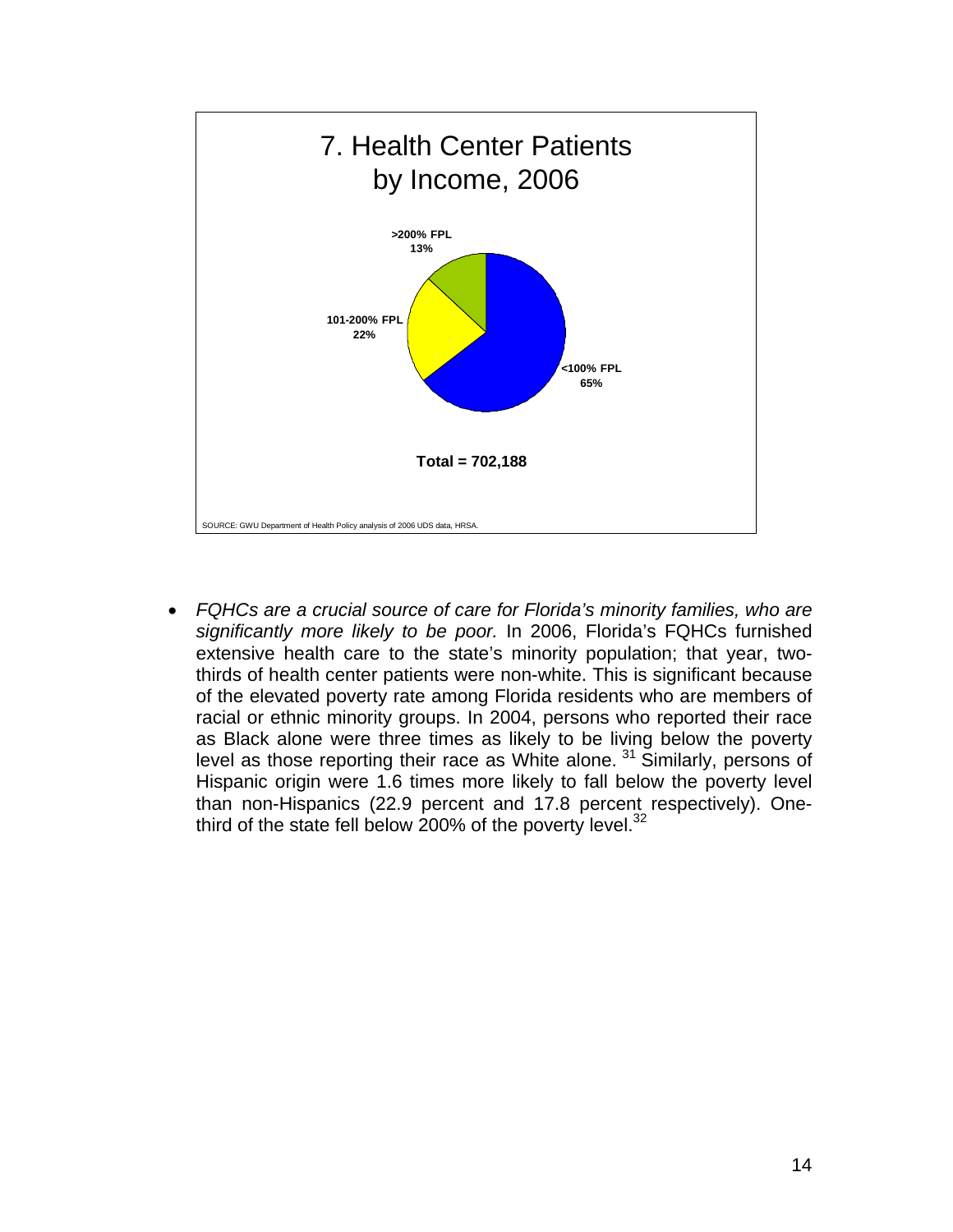7. Health Center Patients by Income, 2006

>200% FPL 13%

101-200% FPL 22%

<100% FPL 65%

Total = 702,188

SOURCE: GWU Department of Health Policy analysis of 2006 UDS data, HRSA.

- *FQHCs are a crucial source of care for Florida's minority families, who are significantly more likely to be poor.* In 2006, Florida's FQHCs furnished extensive health care to the state's minority population; that year, two-thirds of health center patients were non-white. This is significant because of the elevated poverty rate among Florida residents who are members of racial or ethnic minority groups. In 2004, persons who reported their race as Black alone were three times as likely to be living below the poverty level as those reporting their race as White alone. [31] Similarly, persons of Hispanic origin were 1.6 times more likely to fall below the poverty level than non-Hispanics (22.9 percent and 17.8 percent respectively). One-third of the state fell below 200% of the poverty level.[32]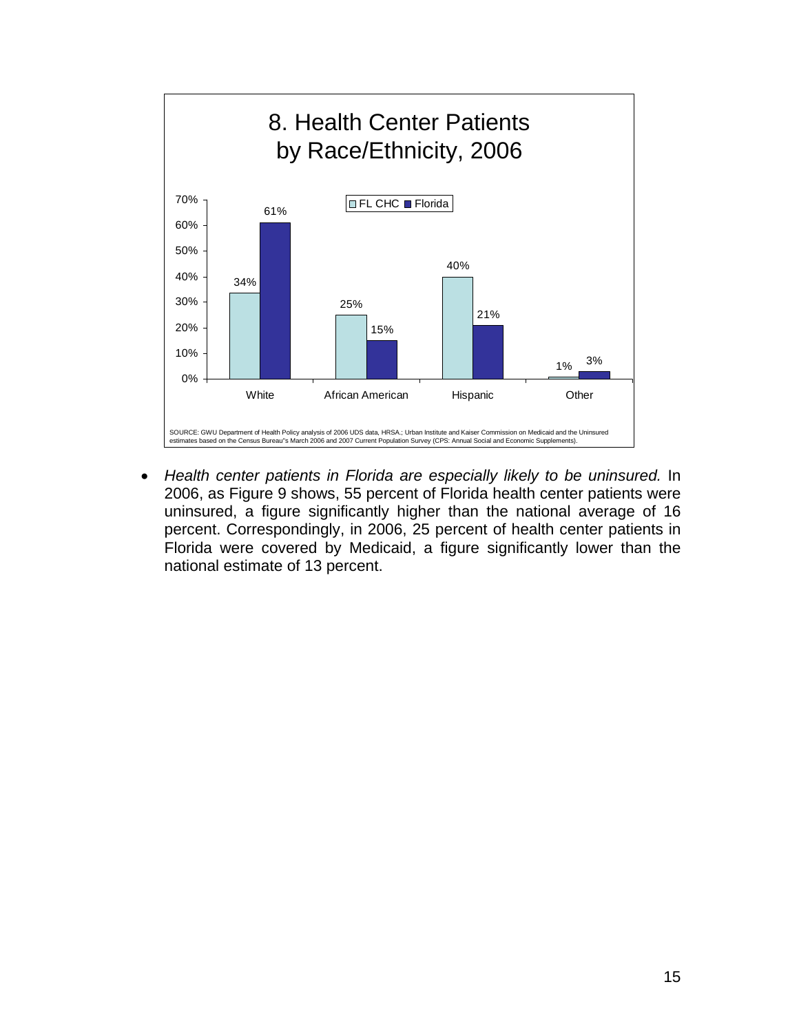## 8. Health Center Patients by Race/Ethnicity, 2006

| | FL CHC | Florida |
|---|---|---|
| White | 34% | 61% |
| African American | 25% | 15% |
| Hispanic | 40% | 21% |
| Other | 1% | 3% |

SOURCE: GWU Department of Health Policy analysis of 2006 UDS data, HRSA.; Urban Institute and Kaiser Commission on Medicaid and the Uninsured estimates based on the Census Bureau"s March 2006 and 2007 Current Population Survey (CPS: Annual Social and Economic Supplements).

- *Health center patients in Florida are especially likely to be uninsured.* In 2006, as Figure 9 shows, 55 percent of Florida health center patients were uninsured, a figure significantly higher than the national average of 16 percent. Correspondingly, in 2006, 25 percent of health center patients in Florida were covered by Medicaid, a figure significantly lower than the national estimate of 13 percent.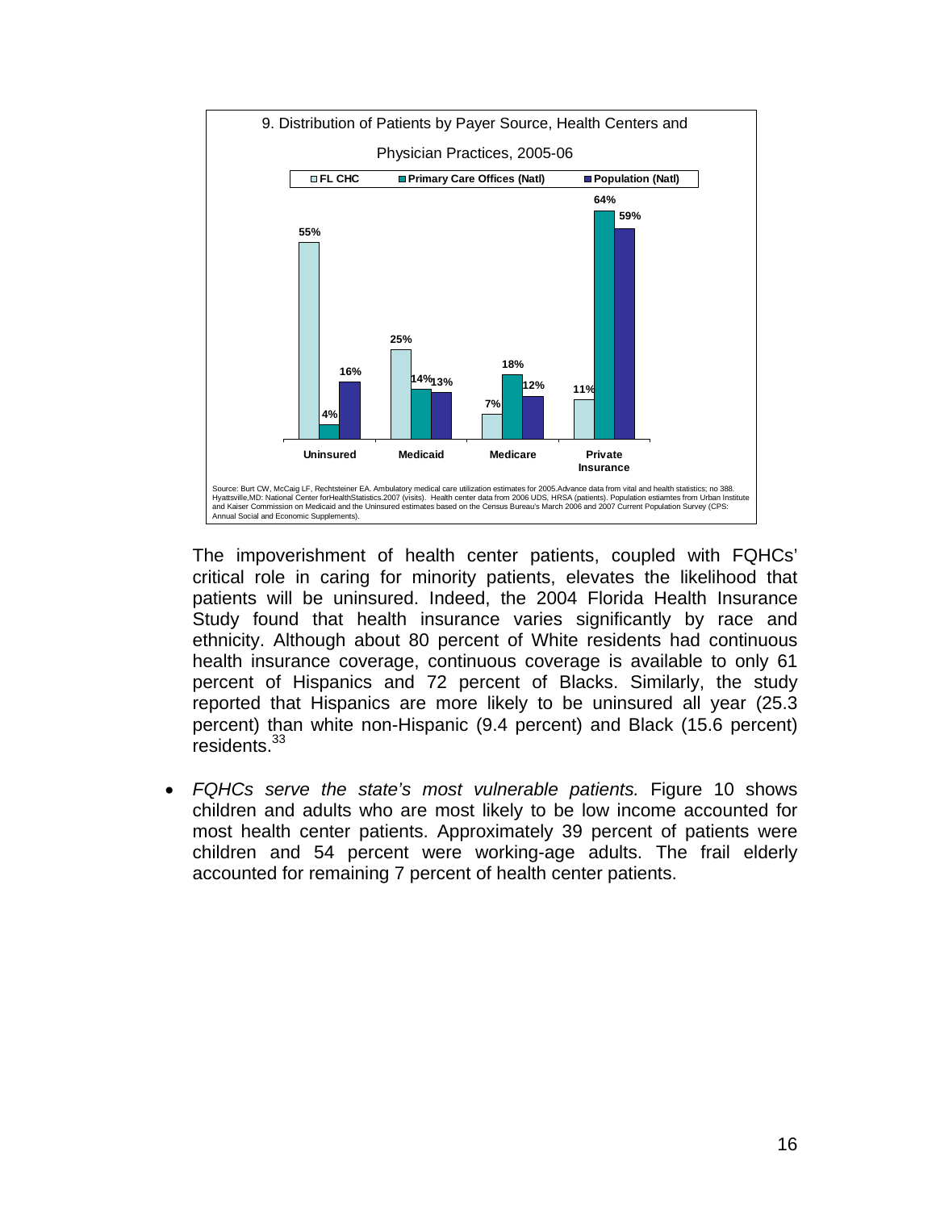9. Distribution of Patients by Payer Source, Health Centers and Physician Practices, 2005-06

| | FL CHC | Primary Care Offices (Natl) | Population (Natl) |
|---|---|---|---|
| Uninsured | 55% | 4% | 16% |
| Medicaid | 25% | 14% | 13% |
| Medicare | 7% | 18% | 12% |
| Private Insurance | 11% | 64% | 59% |

Source: Burt CW, McCaig LF, Rechtsteiner EA. Ambulatory medical care utilization estimates for 2005.Advance data from vital and health statistics; no 388. Hyattsville,MD: National Center forHealthStatistics.2007 (visits). Health center data from 2006 UDS, HRSA (patients). Population estiamtes from Urban Institute and Kaiser Commission on Medicaid and the Uninsured estimates based on the Census Bureau's March 2006 and 2007 Current Population Survey (CPS: Annual Social and Economic Supplements).

The impoverishment of health center patients, coupled with FQHCs' critical role in caring for minority patients, elevates the likelihood that patients will be uninsured. Indeed, the 2004 Florida Health Insurance Study found that health insurance varies significantly by race and ethnicity. Although about 80 percent of White residents had continuous health insurance coverage, continuous coverage is available to only 61 percent of Hispanics and 72 percent of Blacks. Similarly, the study reported that Hispanics are more likely to be uninsured all year (25.3 percent) than white non-Hispanic (9.4 percent) and Black (15.6 percent) residents.[33]

- *FQHCs serve the state's most vulnerable patients.* Figure 10 shows children and adults who are most likely to be low income accounted for most health center patients. Approximately 39 percent of patients were children and 54 percent were working-age adults. The frail elderly accounted for remaining 7 percent of health center patients.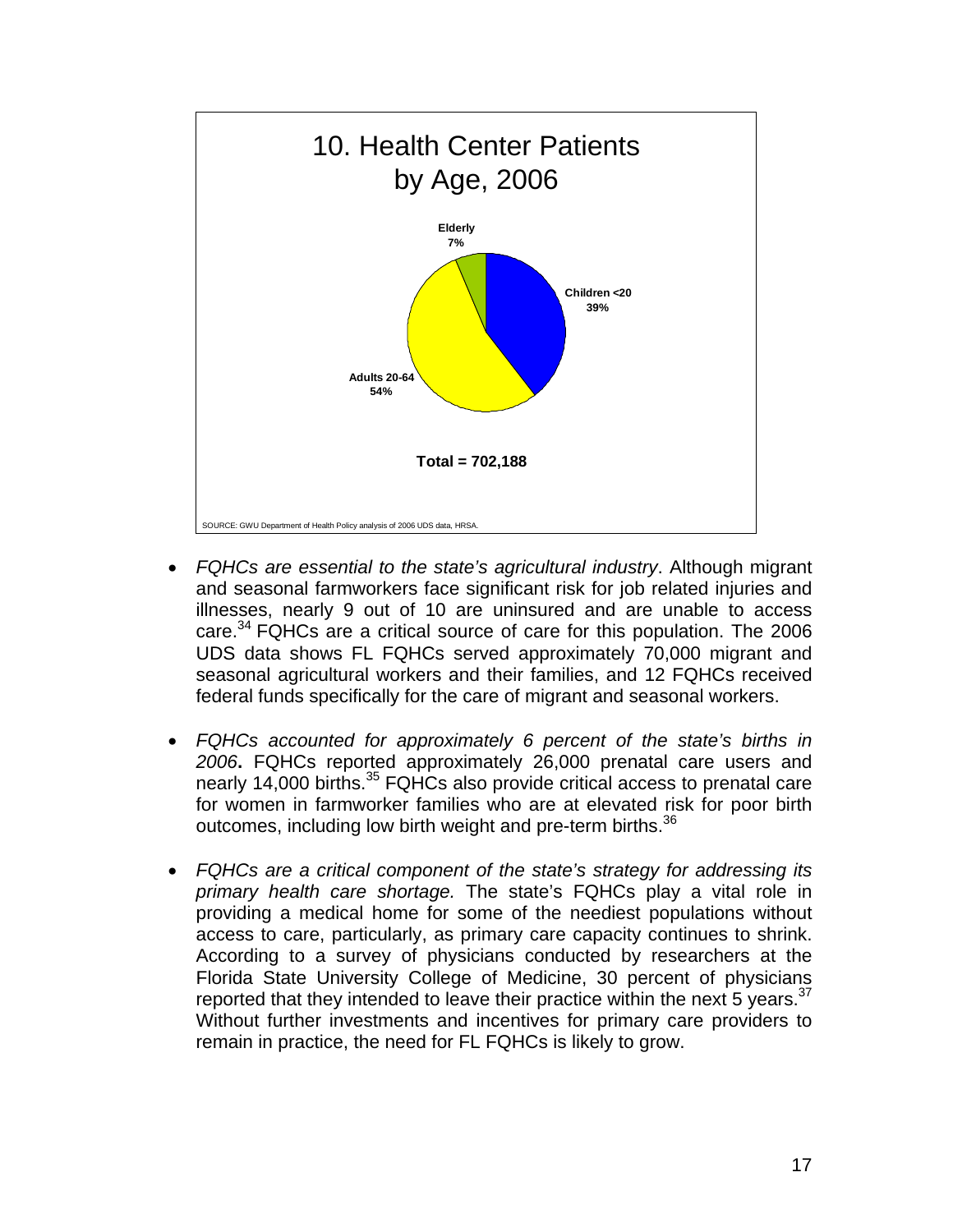10. Health Center Patients by Age, 2006

| Age Group | Percent |
|---|---|
| Children <20 | 39% |
| Adults 20-64 | 54% |
| Elderly | 7% |

Total = 702,188

SOURCE: GWU Department of Health Policy analysis of 2006 UDS data, HRSA.

- *FQHCs are essential to the state's agricultural industry*. Although migrant and seasonal farmworkers face significant risk for job related injuries and illnesses, nearly 9 out of 10 are uninsured and are unable to access care.[34] FQHCs are a critical source of care for this population. The 2006 UDS data shows FL FQHCs served approximately 70,000 migrant and seasonal agricultural workers and their families, and 12 FQHCs received federal funds specifically for the care of migrant and seasonal workers.

- *FQHCs accounted for approximately 6 percent of the state's births in 2006***.** FQHCs reported approximately 26,000 prenatal care users and nearly 14,000 births.[35] FQHCs also provide critical access to prenatal care for women in farmworker families who are at elevated risk for poor birth outcomes, including low birth weight and pre-term births.[36]

- *FQHCs are a critical component of the state's strategy for addressing its primary health care shortage.* The state's FQHCs play a vital role in providing a medical home for some of the neediest populations without access to care, particularly, as primary care capacity continues to shrink. According to a survey of physicians conducted by researchers at the Florida State University College of Medicine, 30 percent of physicians reported that they intended to leave their practice within the next 5 years.[37] Without further investments and incentives for primary care providers to remain in practice, the need for FL FQHCs is likely to grow.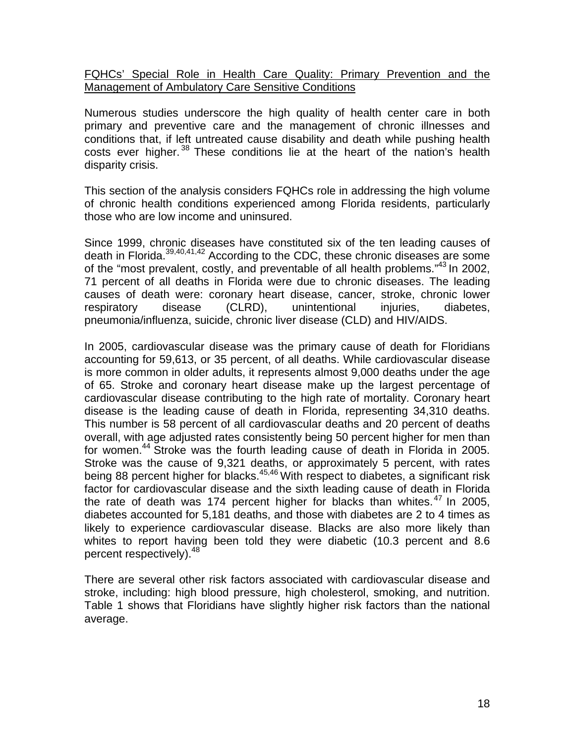## FQHCs' Special Role in Health Care Quality: Primary Prevention and the Management of Ambulatory Care Sensitive Conditions

Numerous studies underscore the high quality of health center care in both primary and preventive care and the management of chronic illnesses and conditions that, if left untreated cause disability and death while pushing health costs ever higher.[38] These conditions lie at the heart of the nation's health disparity crisis.

This section of the analysis considers FQHCs role in addressing the high volume of chronic health conditions experienced among Florida residents, particularly those who are low income and uninsured.

Since 1999, chronic diseases have constituted six of the ten leading causes of death in Florida.[39,40,41,42] According to the CDC, these chronic diseases are some of the "most prevalent, costly, and preventable of all health problems."[43] In 2002, 71 percent of all deaths in Florida were due to chronic diseases. The leading causes of death were: coronary heart disease, cancer, stroke, chronic lower respiratory disease (CLRD), unintentional injuries, diabetes, pneumonia/influenza, suicide, chronic liver disease (CLD) and HIV/AIDS.

In 2005, cardiovascular disease was the primary cause of death for Floridians accounting for 59,613, or 35 percent, of all deaths. While cardiovascular disease is more common in older adults, it represents almost 9,000 deaths under the age of 65. Stroke and coronary heart disease make up the largest percentage of cardiovascular disease contributing to the high rate of mortality. Coronary heart disease is the leading cause of death in Florida, representing 34,310 deaths. This number is 58 percent of all cardiovascular deaths and 20 percent of deaths overall, with age adjusted rates consistently being 50 percent higher for men than for women.[44] Stroke was the fourth leading cause of death in Florida in 2005. Stroke was the cause of 9,321 deaths, or approximately 5 percent, with rates being 88 percent higher for blacks.[45,46] With respect to diabetes, a significant risk factor for cardiovascular disease and the sixth leading cause of death in Florida the rate of death was 174 percent higher for blacks than whites.[47] In 2005, diabetes accounted for 5,181 deaths, and those with diabetes are 2 to 4 times as likely to experience cardiovascular disease. Blacks are also more likely than whites to report having been told they were diabetic (10.3 percent and 8.6 percent respectively).[48]

There are several other risk factors associated with cardiovascular disease and stroke, including: high blood pressure, high cholesterol, smoking, and nutrition. Table 1 shows that Floridians have slightly higher risk factors than the national average.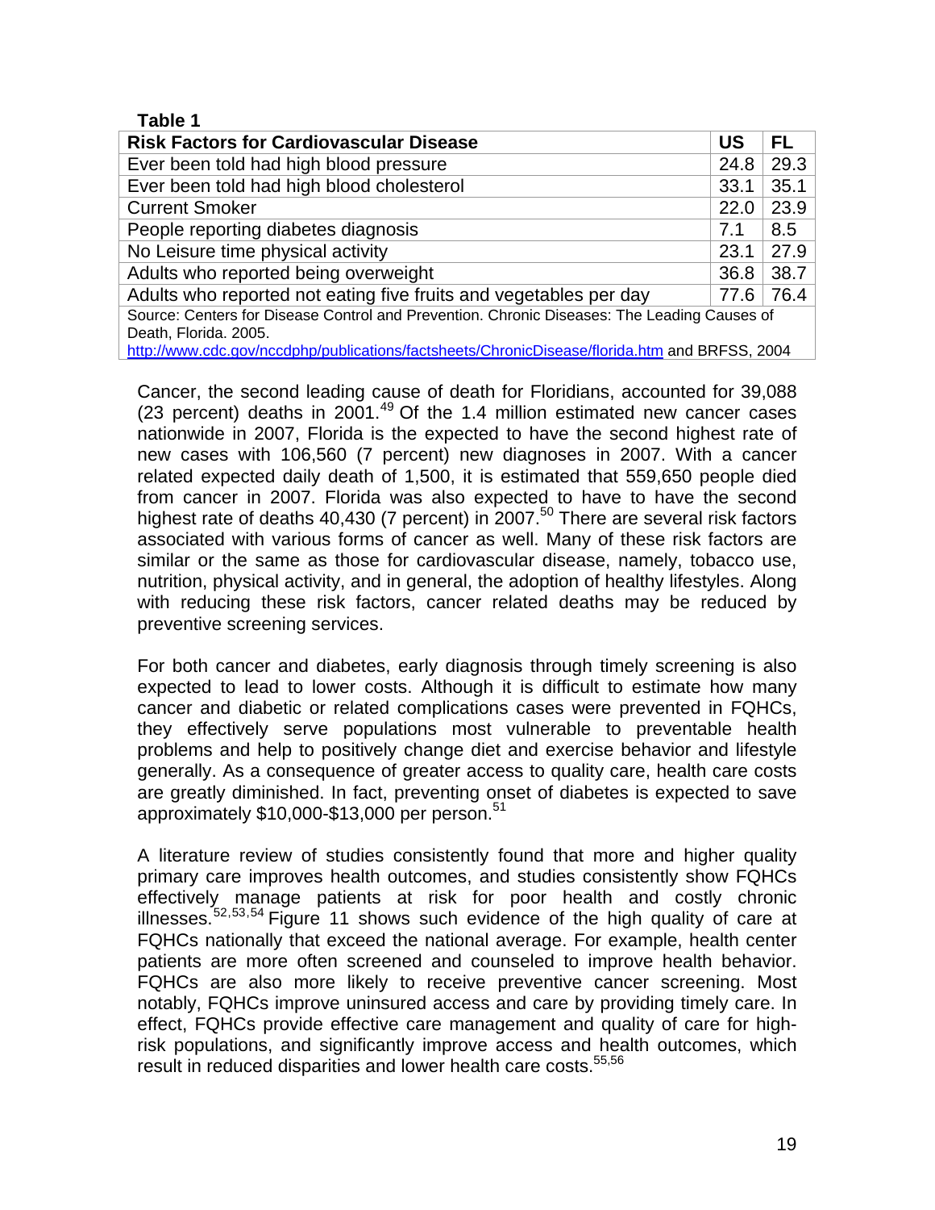**Table 1**

| Risk Factors for Cardiovascular Disease | US | FL |
|---|---|---|
| Ever been told had high blood pressure | 24.8 | 29.3 |
| Ever been told had high blood cholesterol | 33.1 | 35.1 |
| Current Smoker | 22.0 | 23.9 |
| People reporting diabetes diagnosis | 7.1 | 8.5 |
| No Leisure time physical activity | 23.1 | 27.9 |
| Adults who reported being overweight | 36.8 | 38.7 |
| Adults who reported not eating five fruits and vegetables per day | 77.6 | 76.4 |

Source: Centers for Disease Control and Prevention. Chronic Diseases: The Leading Causes of Death, Florida. 2005. http://www.cdc.gov/nccdphp/publications/factsheets/ChronicDisease/florida.htm and BRFSS, 2004

Cancer, the second leading cause of death for Floridians, accounted for 39,088 (23 percent) deaths in 2001.[49] Of the 1.4 million estimated new cancer cases nationwide in 2007, Florida is the expected to have the second highest rate of new cases with 106,560 (7 percent) new diagnoses in 2007. With a cancer related expected daily death of 1,500, it is estimated that 559,650 people died from cancer in 2007. Florida was also expected to have to have the second highest rate of deaths 40,430 (7 percent) in 2007.[50] There are several risk factors associated with various forms of cancer as well. Many of these risk factors are similar or the same as those for cardiovascular disease, namely, tobacco use, nutrition, physical activity, and in general, the adoption of healthy lifestyles. Along with reducing these risk factors, cancer related deaths may be reduced by preventive screening services.

For both cancer and diabetes, early diagnosis through timely screening is also expected to lead to lower costs. Although it is difficult to estimate how many cancer and diabetic or related complications cases were prevented in FQHCs, they effectively serve populations most vulnerable to preventable health problems and help to positively change diet and exercise behavior and lifestyle generally. As a consequence of greater access to quality care, health care costs are greatly diminished. In fact, preventing onset of diabetes is expected to save approximately $10,000-$13,000 per person.[51]

A literature review of studies consistently found that more and higher quality primary care improves health outcomes, and studies consistently show FQHCs effectively manage patients at risk for poor health and costly chronic illnesses.[52,53,54] Figure 11 shows such evidence of the high quality of care at FQHCs nationally that exceed the national average. For example, health center patients are more often screened and counseled to improve health behavior. FQHCs are also more likely to receive preventive cancer screening. Most notably, FQHCs improve uninsured access and care by providing timely care. In effect, FQHCs provide effective care management and quality of care for high-risk populations, and significantly improve access and health outcomes, which result in reduced disparities and lower health care costs.[55,56]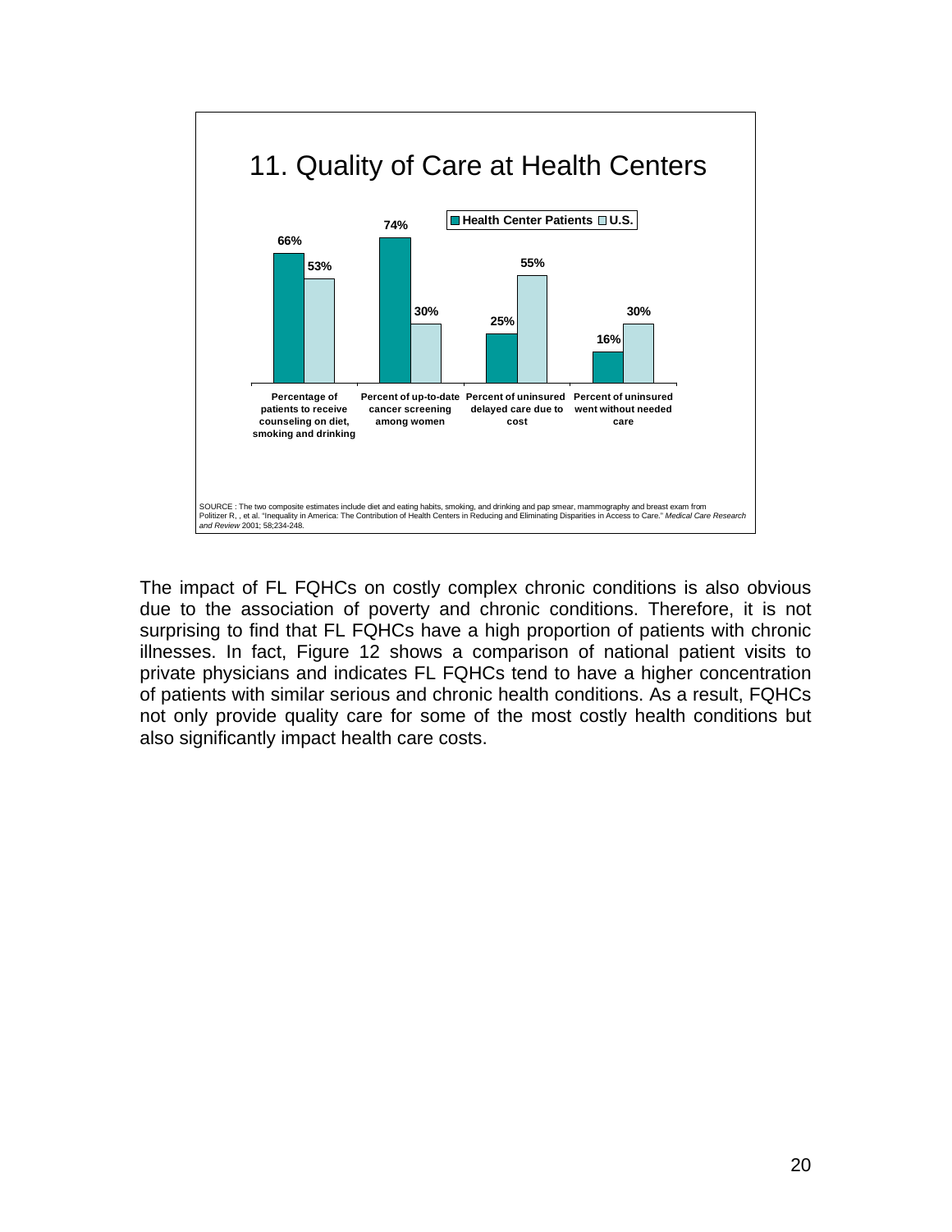## 11. Quality of Care at Health Centers

| | Health Center Patients | U.S. |
|---|---|---|
| Percentage of patients to receive counseling on diet, smoking and drinking | 66% | 53% |
| Percent of up-to-date cancer screening among women | 74% | 30% |
| Percent of uninsured delayed care due to cost | 25% | 55% |
| Percent of uninsured went without needed care | 16% | 30% |

SOURCE : The two composite estimates include diet and eating habits, smoking, and drinking and pap smear, mammography and breast exam from Politizer R, , et al. "Inequality in America: The Contribution of Health Centers in Reducing and Eliminating Disparities in Access to Care." *Medical Care Research and Review* 2001; 58;234-248.

The impact of FL FQHCs on costly complex chronic conditions is also obvious due to the association of poverty and chronic conditions. Therefore, it is not surprising to find that FL FQHCs have a high proportion of patients with chronic illnesses. In fact, Figure 12 shows a comparison of national patient visits to private physicians and indicates FL FQHCs tend to have a higher concentration of patients with similar serious and chronic health conditions. As a result, FQHCs not only provide quality care for some of the most costly health conditions but also significantly impact health care costs.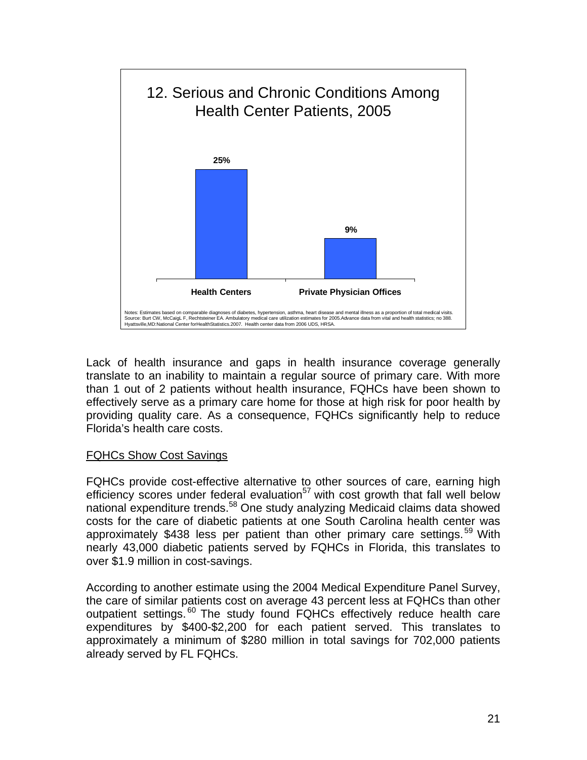## 12. Serious and Chronic Conditions Among Health Center Patients, 2005

| | Health Centers | Private Physician Offices |
|---|---|---|
| Percent | 25% | 9% |

Notes: Estimates based on comparable diagnoses of diabetes, hypertension, asthma, heart disease and mental illness as a proportion of total medical visits. Source: Burt CW, McCaigL F, Rechtsteiner EA. Ambulatory medical care utilization estimates for 2005.Advance data from vital and health statistics; no 388. Hyattsville,MD:National Center forHealthStatistics.2007. Health center data from 2006 UDS, HRSA.

Lack of health insurance and gaps in health insurance coverage generally translate to an inability to maintain a regular source of primary care. With more than 1 out of 2 patients without health insurance, FQHCs have been shown to effectively serve as a primary care home for those at high risk for poor health by providing quality care. As a consequence, FQHCs significantly help to reduce Florida's health care costs.

<u>FQHCs Show Cost Savings</u>

FQHCs provide cost-effective alternative to other sources of care, earning high efficiency scores under federal evaluation[57] with cost growth that fall well below national expenditure trends.[58] One study analyzing Medicaid claims data showed costs for the care of diabetic patients at one South Carolina health center was approximately $438 less per patient than other primary care settings.[59] With nearly 43,000 diabetic patients served by FQHCs in Florida, this translates to over $1.9 million in cost-savings.

According to another estimate using the 2004 Medical Expenditure Panel Survey, the care of similar patients cost on average 43 percent less at FQHCs than other outpatient settings.[60] The study found FQHCs effectively reduce health care expenditures by $400-$2,200 for each patient served. This translates to approximately a minimum of $280 million in total savings for 702,000 patients already served by FL FQHCs.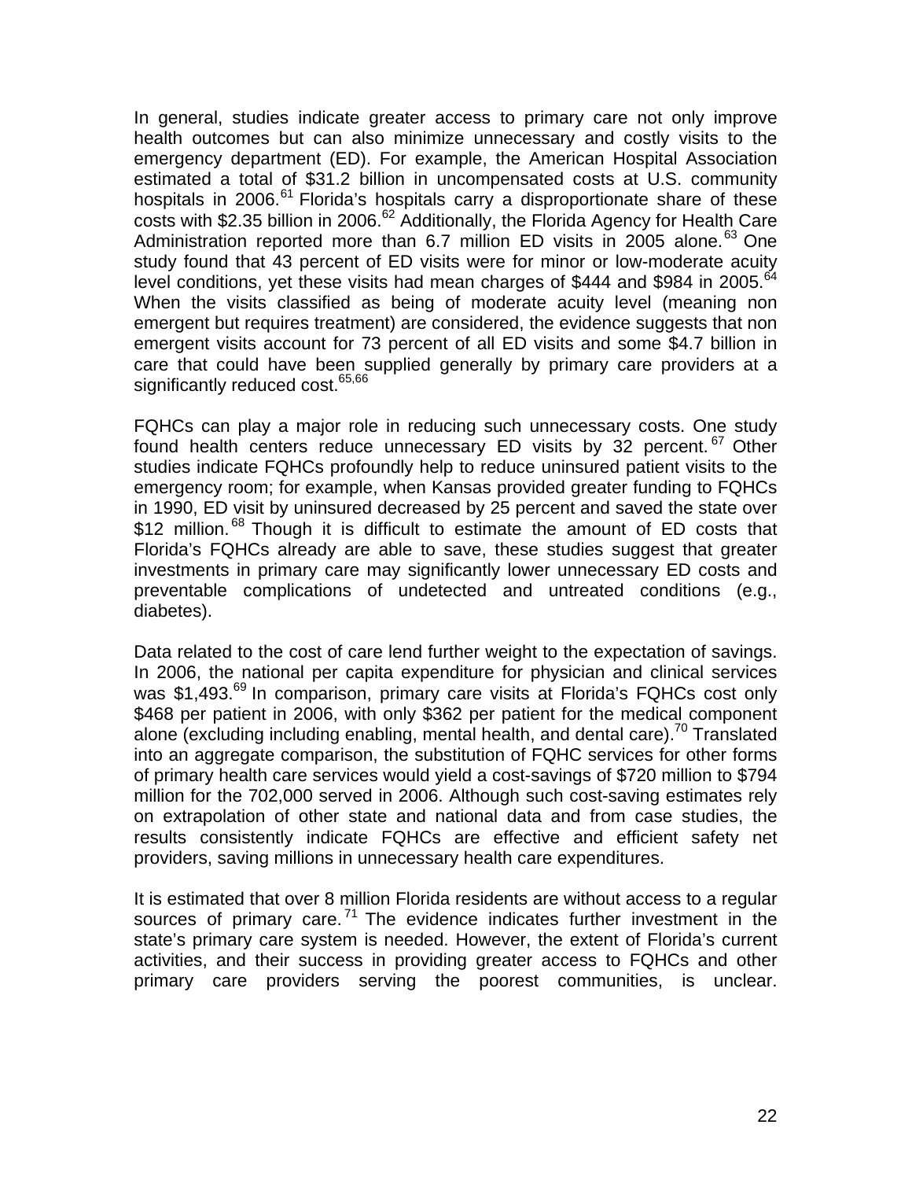In general, studies indicate greater access to primary care not only improve health outcomes but can also minimize unnecessary and costly visits to the emergency department (ED). For example, the American Hospital Association estimated a total of $31.2 billion in uncompensated costs at U.S. community hospitals in 2006.[61] Florida's hospitals carry a disproportionate share of these costs with $2.35 billion in 2006.[62] Additionally, the Florida Agency for Health Care Administration reported more than 6.7 million ED visits in 2005 alone.[63] One study found that 43 percent of ED visits were for minor or low-moderate acuity level conditions, yet these visits had mean charges of $444 and $984 in 2005.[64] When the visits classified as being of moderate acuity level (meaning non emergent but requires treatment) are considered, the evidence suggests that non emergent visits account for 73 percent of all ED visits and some $4.7 billion in care that could have been supplied generally by primary care providers at a significantly reduced cost.[65,66]

FQHCs can play a major role in reducing such unnecessary costs. One study found health centers reduce unnecessary ED visits by 32 percent.[67] Other studies indicate FQHCs profoundly help to reduce uninsured patient visits to the emergency room; for example, when Kansas provided greater funding to FQHCs in 1990, ED visit by uninsured decreased by 25 percent and saved the state over $12 million.[68] Though it is difficult to estimate the amount of ED costs that Florida's FQHCs already are able to save, these studies suggest that greater investments in primary care may significantly lower unnecessary ED costs and preventable complications of undetected and untreated conditions (e.g., diabetes).

Data related to the cost of care lend further weight to the expectation of savings. In 2006, the national per capita expenditure for physician and clinical services was $1,493.[69] In comparison, primary care visits at Florida's FQHCs cost only $468 per patient in 2006, with only $362 per patient for the medical component alone (excluding including enabling, mental health, and dental care).[70] Translated into an aggregate comparison, the substitution of FQHC services for other forms of primary health care services would yield a cost-savings of $720 million to $794 million for the 702,000 served in 2006. Although such cost-saving estimates rely on extrapolation of other state and national data and from case studies, the results consistently indicate FQHCs are effective and efficient safety net providers, saving millions in unnecessary health care expenditures.

It is estimated that over 8 million Florida residents are without access to a regular sources of primary care.[71] The evidence indicates further investment in the state's primary care system is needed. However, the extent of Florida's current activities, and their success in providing greater access to FQHCs and other primary care providers serving the poorest communities, is unclear.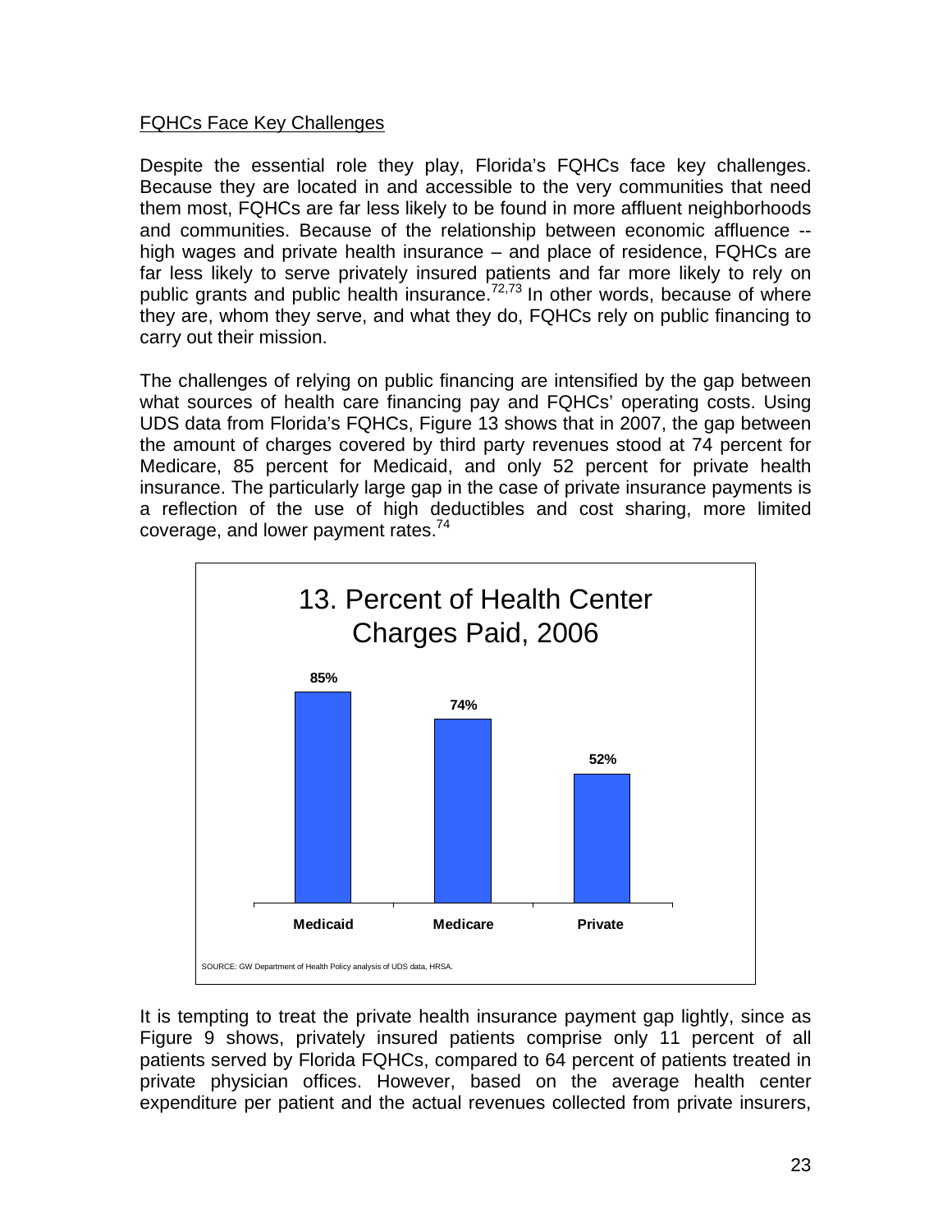## FQHCs Face Key Challenges

Despite the essential role they play, Florida's FQHCs face key challenges. Because they are located in and accessible to the very communities that need them most, FQHCs are far less likely to be found in more affluent neighborhoods and communities. Because of the relationship between economic affluence -- high wages and private health insurance – and place of residence, FQHCs are far less likely to serve privately insured patients and far more likely to rely on public grants and public health insurance.[72,73] In other words, because of where they are, whom they serve, and what they do, FQHCs rely on public financing to carry out their mission.

The challenges of relying on public financing are intensified by the gap between what sources of health care financing pay and FQHCs' operating costs. Using UDS data from Florida's FQHCs, Figure 13 shows that in 2007, the gap between the amount of charges covered by third party revenues stood at 74 percent for Medicare, 85 percent for Medicaid, and only 52 percent for private health insurance. The particularly large gap in the case of private insurance payments is a reflection of the use of high deductibles and cost sharing, more limited coverage, and lower payment rates.[74]

**13. Percent of Health Center Charges Paid, 2006**

| Medicaid | Medicare | Private |
|---|---|---|
| 85% | 74% | 52% |

SOURCE: GW Department of Health Policy analysis of UDS data, HRSA.

It is tempting to treat the private health insurance payment gap lightly, since as Figure 9 shows, privately insured patients comprise only 11 percent of all patients served by Florida FQHCs, compared to 64 percent of patients treated in private physician offices. However, based on the average health center expenditure per patient and the actual revenues collected from private insurers,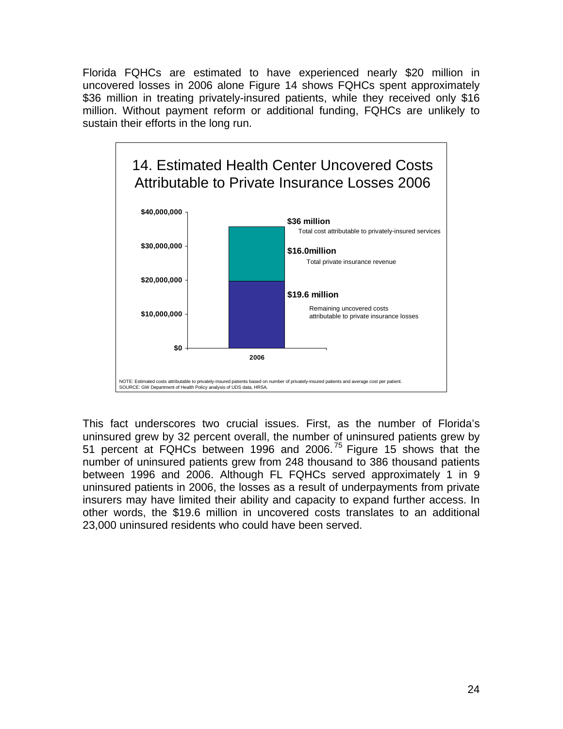Florida FQHCs are estimated to have experienced nearly $20 million in uncovered losses in 2006 alone Figure 14 shows FQHCs spent approximately $36 million in treating privately-insured patients, while they received only $16 million. Without payment reform or additional funding, FQHCs are unlikely to sustain their efforts in the long run.

14. Estimated Health Center Uncovered Costs Attributable to Private Insurance Losses 2006

| 2006 | Amount | Description |
|---|---|---|
| Total | **$36 million** | Total cost attributable to privately-insured services |
| Upper segment | **$16.0million** | Total private insurance revenue |
| Lower segment | **$19.6 million** | Remaining uncovered costs attributable to private insurance losses |

NOTE: Estimated costs attributable to privately-insured patients based on number of privately-insured patients and average cost per patient.
SOURCE: GW Department of Health Policy analysis of UDS data, HRSA.

This fact underscores two crucial issues. First, as the number of Florida's uninsured grew by 32 percent overall, the number of uninsured patients grew by 51 percent at FQHCs between 1996 and 2006.[75] Figure 15 shows that the number of uninsured patients grew from 248 thousand to 386 thousand patients between 1996 and 2006. Although FL FQHCs served approximately 1 in 9 uninsured patients in 2006, the losses as a result of underpayments from private insurers may have limited their ability and capacity to expand further access. In other words, the $19.6 million in uncovered costs translates to an additional 23,000 uninsured residents who could have been served.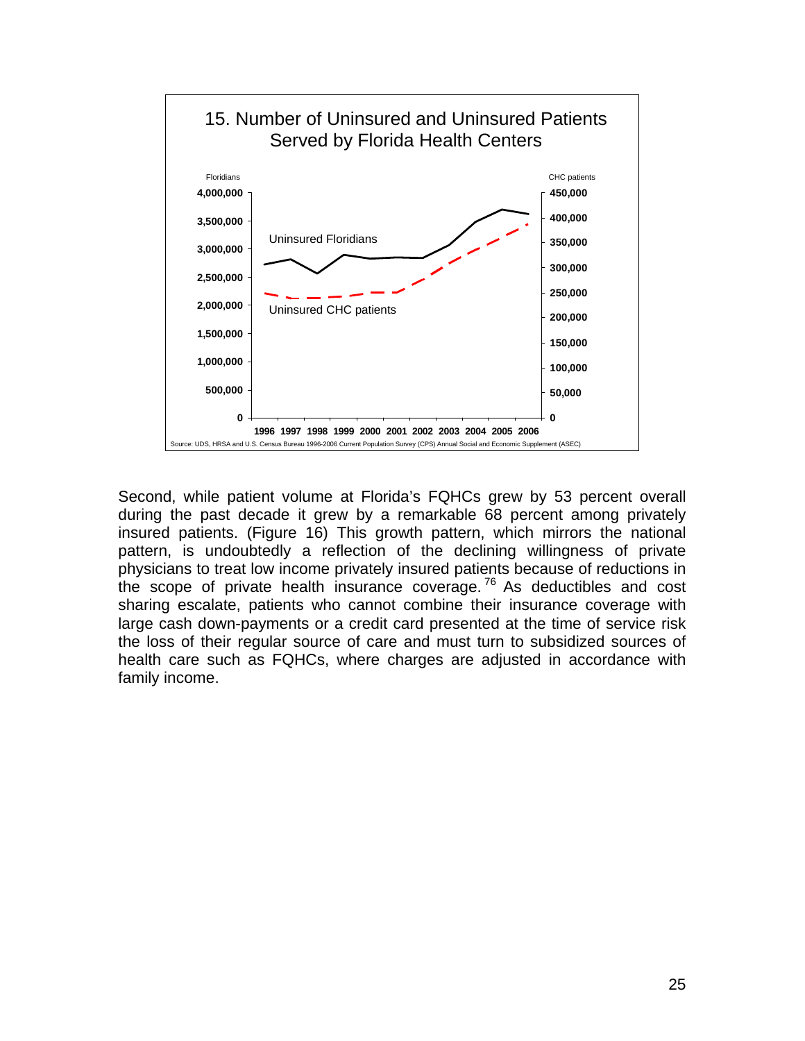15. Number of Uninsured and Uninsured Patients Served by Florida Health Centers

Source: UDS, HRSA and U.S. Census Bureau 1996-2006 Current Population Survey (CPS) Annual Social and Economic Supplement (ASEC)

Second, while patient volume at Florida's FQHCs grew by 53 percent overall during the past decade it grew by a remarkable 68 percent among privately insured patients. (Figure 16) This growth pattern, which mirrors the national pattern, is undoubtedly a reflection of the declining willingness of private physicians to treat low income privately insured patients because of reductions in the scope of private health insurance coverage.[76] As deductibles and cost sharing escalate, patients who cannot combine their insurance coverage with large cash down-payments or a credit card presented at the time of service risk the loss of their regular source of care and must turn to subsidized sources of health care such as FQHCs, where charges are adjusted in accordance with family income.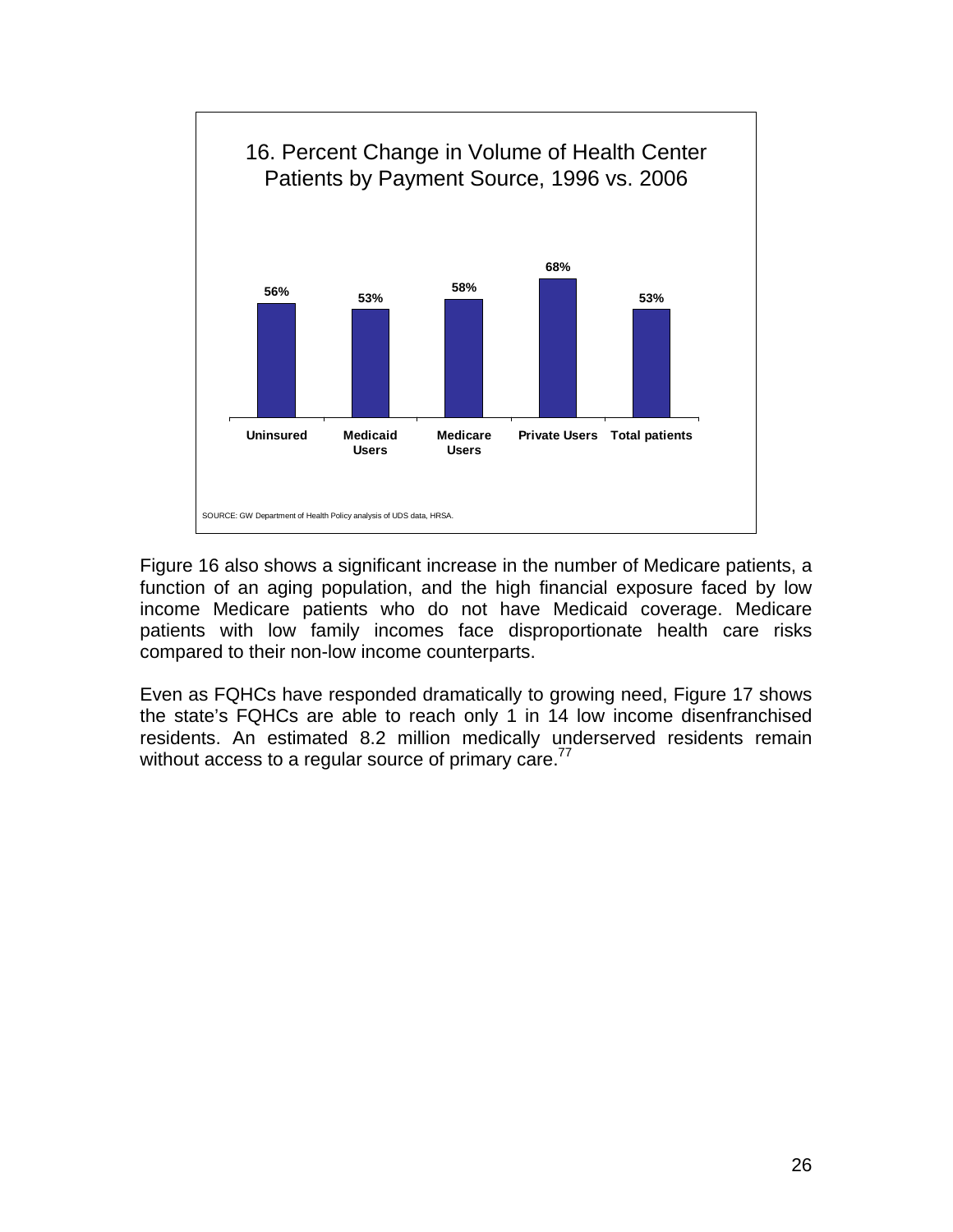**16. Percent Change in Volume of Health Center Patients by Payment Source, 1996 vs. 2006**

| Uninsured | Medicaid Users | Medicare Users | Private Users | Total patients |
|---|---|---|---|---|
| 56% | 53% | 58% | 68% | 53% |

SOURCE: GW Department of Health Policy analysis of UDS data, HRSA.

Figure 16 also shows a significant increase in the number of Medicare patients, a function of an aging population, and the high financial exposure faced by low income Medicare patients who do not have Medicaid coverage. Medicare patients with low family incomes face disproportionate health care risks compared to their non-low income counterparts.

Even as FQHCs have responded dramatically to growing need, Figure 17 shows the state's FQHCs are able to reach only 1 in 14 low income disenfranchised residents. An estimated 8.2 million medically underserved residents remain without access to a regular source of primary care.[77]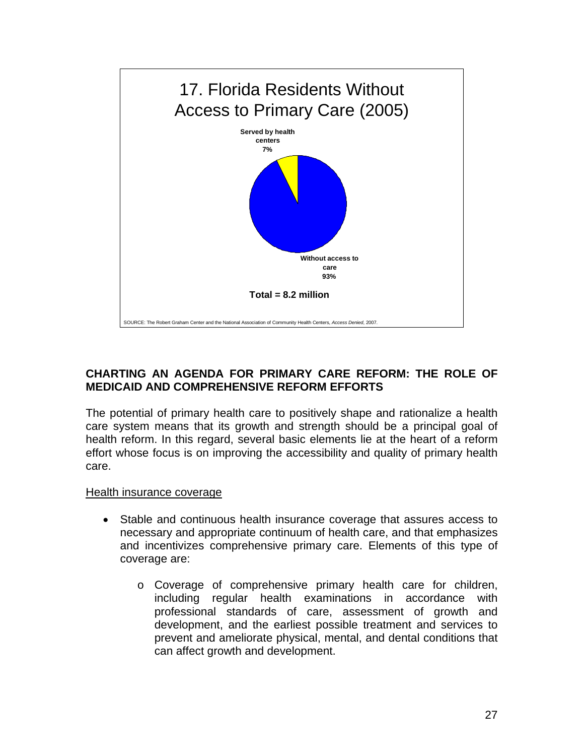17. Florida Residents Without Access to Primary Care (2005)

Served by health centers 7%

Without access to care 93%

**Total = 8.2 million**

SOURCE: The Robert Graham Center and the National Association of Community Health Centers, *Access Denied*, 2007.

## CHARTING AN AGENDA FOR PRIMARY CARE REFORM: THE ROLE OF MEDICAID AND COMPREHENSIVE REFORM EFFORTS

The potential of primary health care to positively shape and rationalize a health care system means that its growth and strength should be a principal goal of health reform. In this regard, several basic elements lie at the heart of a reform effort whose focus is on improving the accessibility and quality of primary health care.

### Health insurance coverage

- Stable and continuous health insurance coverage that assures access to necessary and appropriate continuum of health care, and that emphasizes and incentivizes comprehensive primary care. Elements of this type of coverage are:
  - Coverage of comprehensive primary health care for children, including regular health examinations in accordance with professional standards of care, assessment of growth and development, and the earliest possible treatment and services to prevent and ameliorate physical, mental, and dental conditions that can affect growth and development.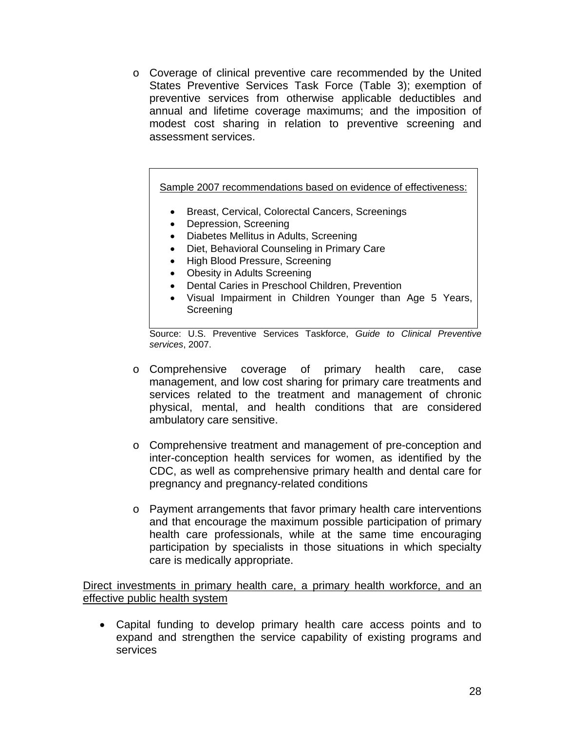- Coverage of clinical preventive care recommended by the United States Preventive Services Task Force (Table 3); exemption of preventive services from otherwise applicable deductibles and annual and lifetime coverage maximums; and the imposition of modest cost sharing in relation to preventive screening and assessment services.

> Sample 2007 recommendations based on evidence of effectiveness:
>
> - Breast, Cervical, Colorectal Cancers, Screenings
> - Depression, Screening
> - Diabetes Mellitus in Adults, Screening
> - Diet, Behavioral Counseling in Primary Care
> - High Blood Pressure, Screening
> - Obesity in Adults Screening
> - Dental Caries in Preschool Children, Prevention
> - Visual Impairment in Children Younger than Age 5 Years, Screening

Source: U.S. Preventive Services Taskforce, *Guide to Clinical Preventive services*, 2007.

- Comprehensive coverage of primary health care, case management, and low cost sharing for primary care treatments and services related to the treatment and management of chronic physical, mental, and health conditions that are considered ambulatory care sensitive.

- Comprehensive treatment and management of pre-conception and inter-conception health services for women, as identified by the CDC, as well as comprehensive primary health and dental care for pregnancy and pregnancy-related conditions

- Payment arrangements that favor primary health care interventions and that encourage the maximum possible participation of primary health care professionals, while at the same time encouraging participation by specialists in those situations in which specialty care is medically appropriate.

<u>Direct investments in primary health care, a primary health workforce, and an effective public health system</u>

- Capital funding to develop primary health care access points and to expand and strengthen the service capability of existing programs and services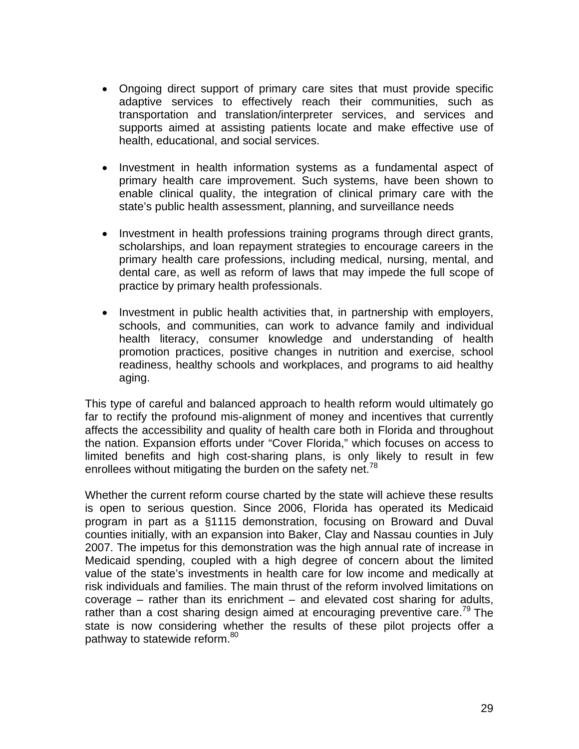- Ongoing direct support of primary care sites that must provide specific adaptive services to effectively reach their communities, such as transportation and translation/interpreter services, and services and supports aimed at assisting patients locate and make effective use of health, educational, and social services.

- Investment in health information systems as a fundamental aspect of primary health care improvement. Such systems, have been shown to enable clinical quality, the integration of clinical primary care with the state's public health assessment, planning, and surveillance needs

- Investment in health professions training programs through direct grants, scholarships, and loan repayment strategies to encourage careers in the primary health care professions, including medical, nursing, mental, and dental care, as well as reform of laws that may impede the full scope of practice by primary health professionals.

- Investment in public health activities that, in partnership with employers, schools, and communities, can work to advance family and individual health literacy, consumer knowledge and understanding of health promotion practices, positive changes in nutrition and exercise, school readiness, healthy schools and workplaces, and programs to aid healthy aging.

This type of careful and balanced approach to health reform would ultimately go far to rectify the profound mis-alignment of money and incentives that currently affects the accessibility and quality of health care both in Florida and throughout the nation. Expansion efforts under "Cover Florida," which focuses on access to limited benefits and high cost-sharing plans, is only likely to result in few enrollees without mitigating the burden on the safety net.[78]

Whether the current reform course charted by the state will achieve these results is open to serious question. Since 2006, Florida has operated its Medicaid program in part as a §1115 demonstration, focusing on Broward and Duval counties initially, with an expansion into Baker, Clay and Nassau counties in July 2007. The impetus for this demonstration was the high annual rate of increase in Medicaid spending, coupled with a high degree of concern about the limited value of the state's investments in health care for low income and medically at risk individuals and families. The main thrust of the reform involved limitations on coverage – rather than its enrichment – and elevated cost sharing for adults, rather than a cost sharing design aimed at encouraging preventive care.[79] The state is now considering whether the results of these pilot projects offer a pathway to statewide reform.[80]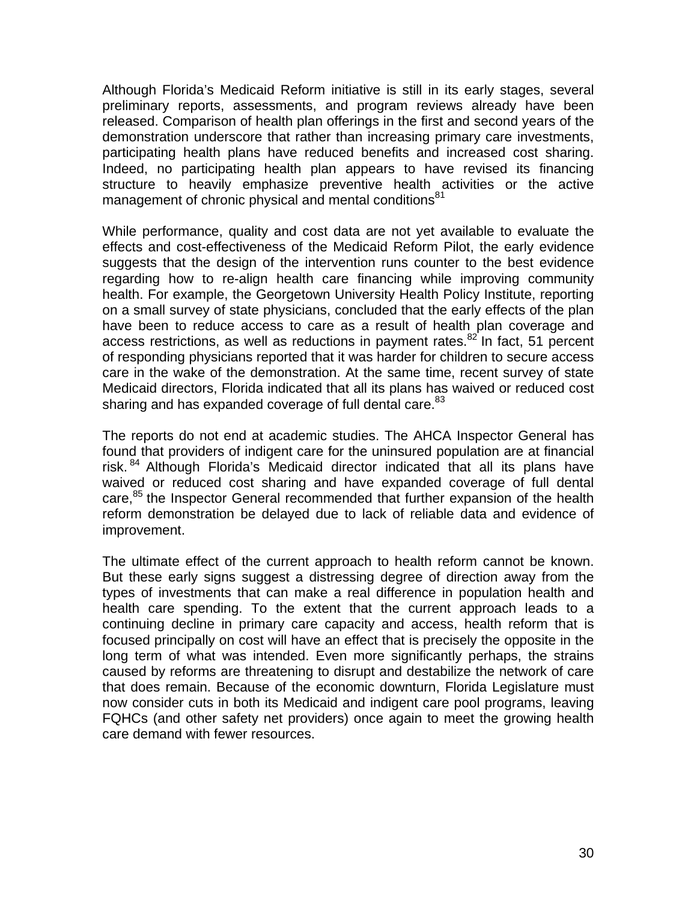Although Florida's Medicaid Reform initiative is still in its early stages, several preliminary reports, assessments, and program reviews already have been released. Comparison of health plan offerings in the first and second years of the demonstration underscore that rather than increasing primary care investments, participating health plans have reduced benefits and increased cost sharing. Indeed, no participating health plan appears to have revised its financing structure to heavily emphasize preventive health activities or the active management of chronic physical and mental conditions[81]

While performance, quality and cost data are not yet available to evaluate the effects and cost-effectiveness of the Medicaid Reform Pilot, the early evidence suggests that the design of the intervention runs counter to the best evidence regarding how to re-align health care financing while improving community health. For example, the Georgetown University Health Policy Institute, reporting on a small survey of state physicians, concluded that the early effects of the plan have been to reduce access to care as a result of health plan coverage and access restrictions, as well as reductions in payment rates.[82] In fact, 51 percent of responding physicians reported that it was harder for children to secure access care in the wake of the demonstration. At the same time, recent survey of state Medicaid directors, Florida indicated that all its plans has waived or reduced cost sharing and has expanded coverage of full dental care.[83]

The reports do not end at academic studies. The AHCA Inspector General has found that providers of indigent care for the uninsured population are at financial risk.[84] Although Florida's Medicaid director indicated that all its plans have waived or reduced cost sharing and have expanded coverage of full dental care,[85] the Inspector General recommended that further expansion of the health reform demonstration be delayed due to lack of reliable data and evidence of improvement.

The ultimate effect of the current approach to health reform cannot be known. But these early signs suggest a distressing degree of direction away from the types of investments that can make a real difference in population health and health care spending. To the extent that the current approach leads to a continuing decline in primary care capacity and access, health reform that is focused principally on cost will have an effect that is precisely the opposite in the long term of what was intended. Even more significantly perhaps, the strains caused by reforms are threatening to disrupt and destabilize the network of care that does remain. Because of the economic downturn, Florida Legislature must now consider cuts in both its Medicaid and indigent care pool programs, leaving FQHCs (and other safety net providers) once again to meet the growing health care demand with fewer resources.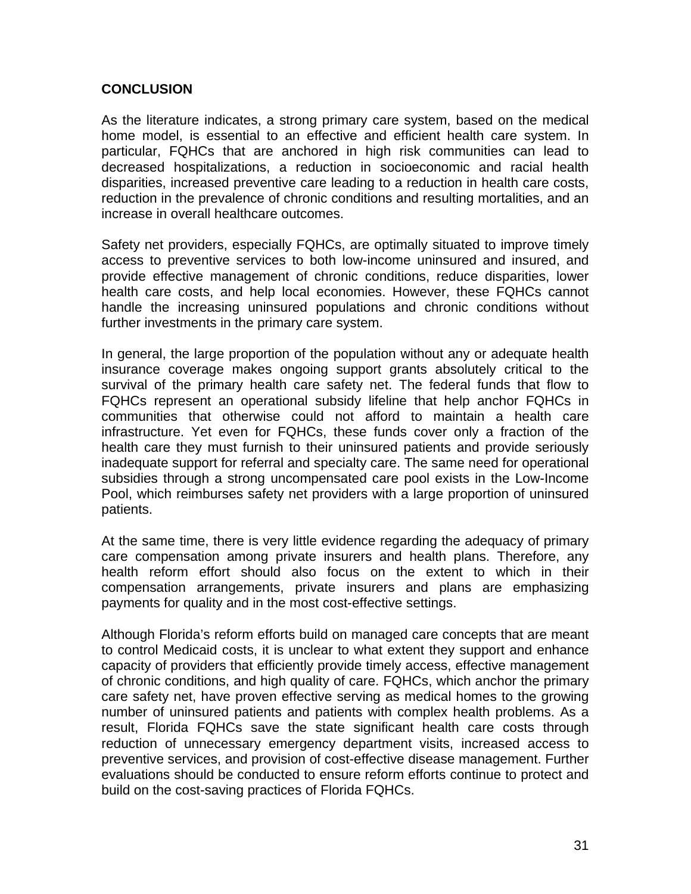## CONCLUSION

As the literature indicates, a strong primary care system, based on the medical home model, is essential to an effective and efficient health care system. In particular, FQHCs that are anchored in high risk communities can lead to decreased hospitalizations, a reduction in socioeconomic and racial health disparities, increased preventive care leading to a reduction in health care costs, reduction in the prevalence of chronic conditions and resulting mortalities, and an increase in overall healthcare outcomes.

Safety net providers, especially FQHCs, are optimally situated to improve timely access to preventive services to both low-income uninsured and insured, and provide effective management of chronic conditions, reduce disparities, lower health care costs, and help local economies. However, these FQHCs cannot handle the increasing uninsured populations and chronic conditions without further investments in the primary care system.

In general, the large proportion of the population without any or adequate health insurance coverage makes ongoing support grants absolutely critical to the survival of the primary health care safety net. The federal funds that flow to FQHCs represent an operational subsidy lifeline that help anchor FQHCs in communities that otherwise could not afford to maintain a health care infrastructure. Yet even for FQHCs, these funds cover only a fraction of the health care they must furnish to their uninsured patients and provide seriously inadequate support for referral and specialty care. The same need for operational subsidies through a strong uncompensated care pool exists in the Low-Income Pool, which reimburses safety net providers with a large proportion of uninsured patients.

At the same time, there is very little evidence regarding the adequacy of primary care compensation among private insurers and health plans. Therefore, any health reform effort should also focus on the extent to which in their compensation arrangements, private insurers and plans are emphasizing payments for quality and in the most cost-effective settings.

Although Florida's reform efforts build on managed care concepts that are meant to control Medicaid costs, it is unclear to what extent they support and enhance capacity of providers that efficiently provide timely access, effective management of chronic conditions, and high quality of care. FQHCs, which anchor the primary care safety net, have proven effective serving as medical homes to the growing number of uninsured patients and patients with complex health problems. As a result, Florida FQHCs save the state significant health care costs through reduction of unnecessary emergency department visits, increased access to preventive services, and provision of cost-effective disease management. Further evaluations should be conducted to ensure reform efforts continue to protect and build on the cost-saving practices of Florida FQHCs.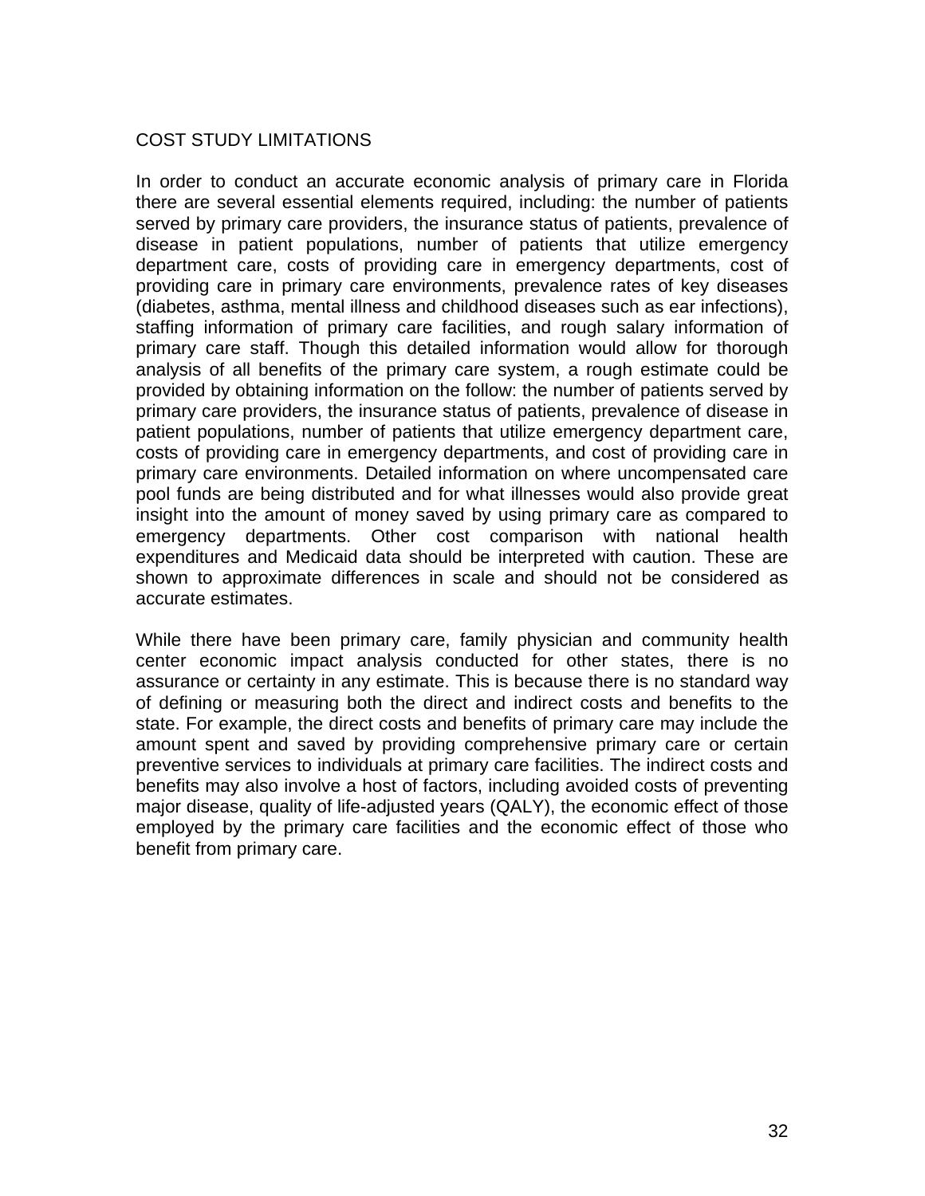## COST STUDY LIMITATIONS

In order to conduct an accurate economic analysis of primary care in Florida there are several essential elements required, including: the number of patients served by primary care providers, the insurance status of patients, prevalence of disease in patient populations, number of patients that utilize emergency department care, costs of providing care in emergency departments, cost of providing care in primary care environments, prevalence rates of key diseases (diabetes, asthma, mental illness and childhood diseases such as ear infections), staffing information of primary care facilities, and rough salary information of primary care staff. Though this detailed information would allow for thorough analysis of all benefits of the primary care system, a rough estimate could be provided by obtaining information on the follow: the number of patients served by primary care providers, the insurance status of patients, prevalence of disease in patient populations, number of patients that utilize emergency department care, costs of providing care in emergency departments, and cost of providing care in primary care environments. Detailed information on where uncompensated care pool funds are being distributed and for what illnesses would also provide great insight into the amount of money saved by using primary care as compared to emergency departments. Other cost comparison with national health expenditures and Medicaid data should be interpreted with caution. These are shown to approximate differences in scale and should not be considered as accurate estimates.

While there have been primary care, family physician and community health center economic impact analysis conducted for other states, there is no assurance or certainty in any estimate. This is because there is no standard way of defining or measuring both the direct and indirect costs and benefits to the state. For example, the direct costs and benefits of primary care may include the amount spent and saved by providing comprehensive primary care or certain preventive services to individuals at primary care facilities. The indirect costs and benefits may also involve a host of factors, including avoided costs of preventing major disease, quality of life-adjusted years (QALY), the economic effect of those employed by the primary care facilities and the economic effect of those who benefit from primary care.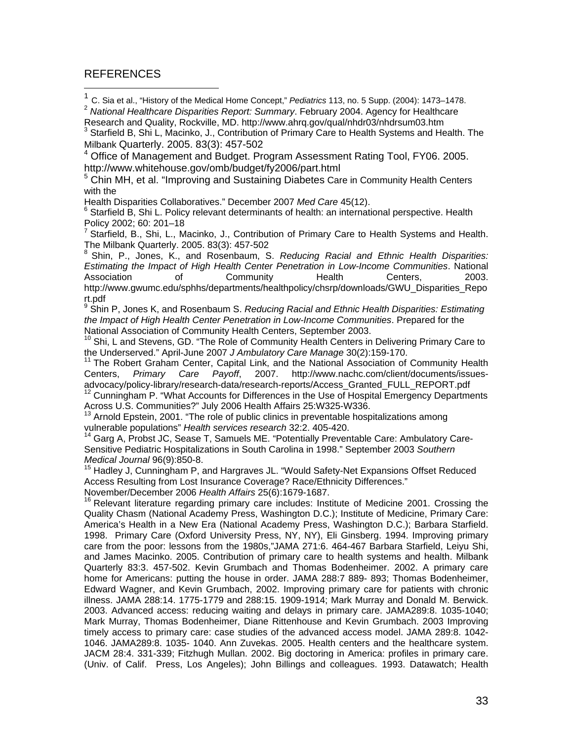REFERENCES

[1] C. Sia et al., "History of the Medical Home Concept," *Pediatrics* 113, no. 5 Supp. (2004): 1473–1478.

[2] *National Healthcare Disparities Report: Summary*. February 2004. Agency for Healthcare Research and Quality, Rockville, MD. http://www.ahrq.gov/qual/nhdr03/nhdrsum03.htm

[3] Starfield B, Shi L, Macinko, J., Contribution of Primary Care to Health Systems and Health. The Milbank Quarterly. 2005. 83(3): 457-502

[4] Office of Management and Budget. Program Assessment Rating Tool, FY06. 2005. http://www.whitehouse.gov/omb/budget/fy2006/part.html

[5] Chin MH, et al. "Improving and Sustaining Diabetes Care in Community Health Centers with the Health Disparities Collaboratives." December 2007 *Med Care* 45(12).

[6] Starfield B, Shi L. Policy relevant determinants of health: an international perspective. Health Policy 2002; 60: 201–18

[7] Starfield, B., Shi, L., Macinko, J., Contribution of Primary Care to Health Systems and Health. The Milbank Quarterly. 2005. 83(3): 457-502

[8] Shin, P., Jones, K., and Rosenbaum, S. *Reducing Racial and Ethnic Health Disparities: Estimating the Impact of High Health Center Penetration in Low-Income Communities*. National Association of Community Health Centers, 2003. http://www.gwumc.edu/sphhs/departments/healthpolicy/chsrp/downloads/GWU_Disparities_Report.pdf

[9] Shin P, Jones K, and Rosenbaum S. *Reducing Racial and Ethnic Health Disparities: Estimating the Impact of High Health Center Penetration in Low-Income Communities*. Prepared for the National Association of Community Health Centers, September 2003.

[10] Shi, L and Stevens, GD. "The Role of Community Health Centers in Delivering Primary Care to the Underserved." April-June 2007 *J Ambulatory Care Manage* 30(2):159-170.

[11] The Robert Graham Center, Capital Link, and the National Association of Community Health Centers, *Primary Care Payoff*, 2007. http://www.nachc.com/client/documents/issues-advocacy/policy-library/research-data/research-reports/Access_Granted_FULL_REPORT.pdf

[12] Cunningham P. "What Accounts for Differences in the Use of Hospital Emergency Departments Across U.S. Communities?" July 2006 Health Affairs 25:W325-W336.

[13] Arnold Epstein, 2001. "The role of public clinics in preventable hospitalizations among vulnerable populations" *Health services research* 32:2. 405-420.

[14] Garg A, Probst JC, Sease T, Samuels ME. "Potentially Preventable Care: Ambulatory Care-Sensitive Pediatric Hospitalizations in South Carolina in 1998." September 2003 *Southern Medical Journal* 96(9):850-8.

[15] Hadley J, Cunningham P, and Hargraves JL. "Would Safety-Net Expansions Offset Reduced Access Resulting from Lost Insurance Coverage? Race/Ethnicity Differences." November/December 2006 *Health Affairs* 25(6):1679-1687.

[16] Relevant literature regarding primary care includes: Institute of Medicine 2001. Crossing the Quality Chasm (National Academy Press, Washington D.C.); Institute of Medicine, Primary Care: America's Health in a New Era (National Academy Press, Washington D.C.); Barbara Starfield. 1998. Primary Care (Oxford University Press, NY, NY), Eli Ginsberg. 1994. Improving primary care from the poor: lessons from the 1980s,"JAMA 271:6. 464-467 Barbara Starfield, Leiyu Shi, and James Macinko. 2005. Contribution of primary care to health systems and health. Milbank Quarterly 83:3. 457-502. Kevin Grumbach and Thomas Bodenheimer. 2002. A primary care home for Americans: putting the house in order. JAMA 288:7 889- 893; Thomas Bodenheimer, Edward Wagner, and Kevin Grumbach, 2002. Improving primary care for patients with chronic illness. JAMA 288:14. 1775-1779 and 288:15. 1909-1914; Mark Murray and Donald M. Berwick. 2003. Advanced access: reducing waiting and delays in primary care. JAMA289:8. 1035-1040; Mark Murray, Thomas Bodenheimer, Diane Rittenhouse and Kevin Grumbach. 2003 Improving timely access to primary care: case studies of the advanced access model. JAMA 289:8. 1042-1046. JAMA289:8. 1035- 1040. Ann Zuvekas. 2005. Health centers and the healthcare system. JACM 28:4. 331-339; Fitzhugh Mullan. 2002. Big doctoring in America: profiles in primary care. (Univ. of Calif. Press, Los Angeles); John Billings and colleagues. 1993. Datawatch; Health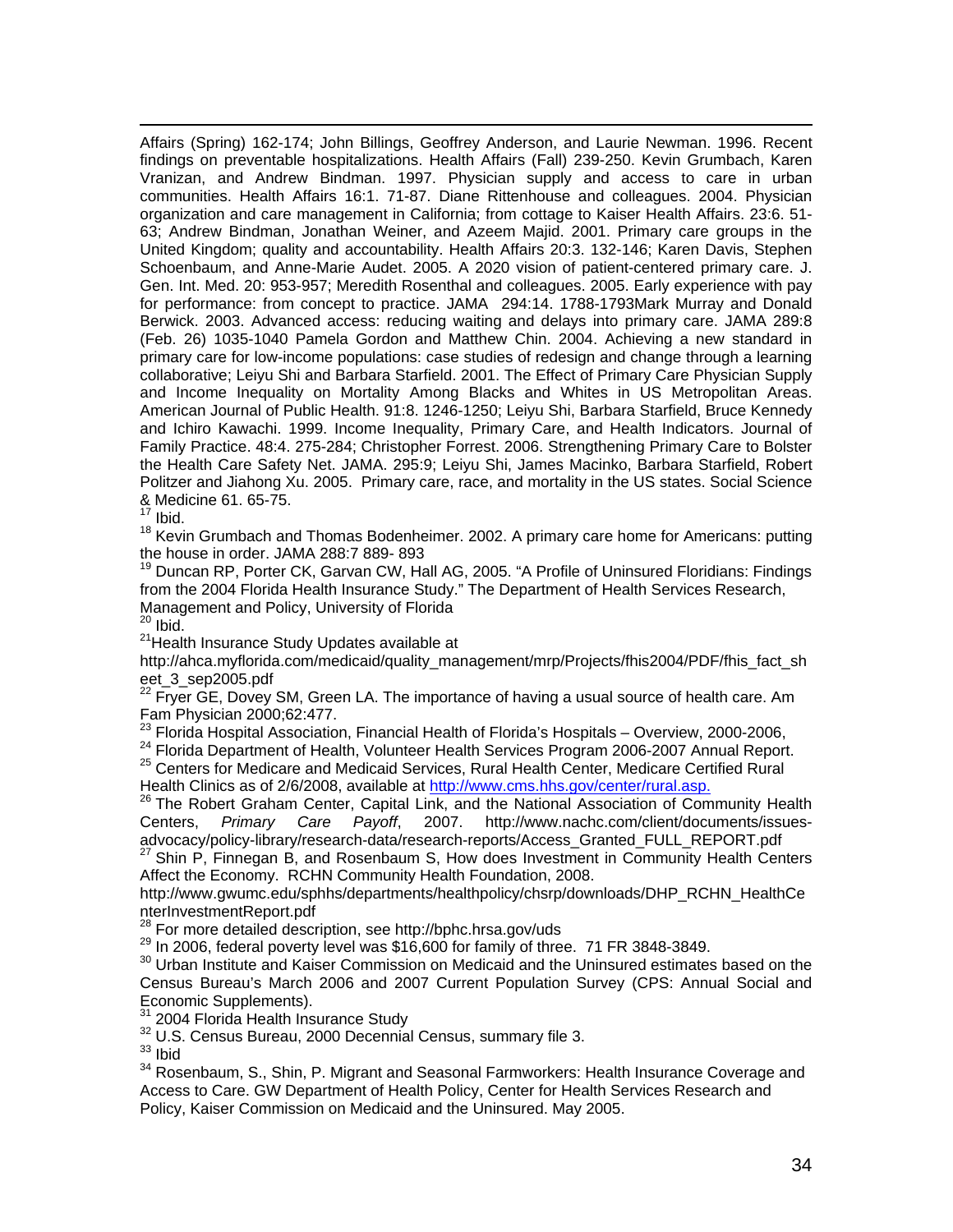Affairs (Spring) 162-174; John Billings, Geoffrey Anderson, and Laurie Newman. 1996. Recent findings on preventable hospitalizations. Health Affairs (Fall) 239-250. Kevin Grumbach, Karen Vranizan, and Andrew Bindman. 1997. Physician supply and access to care in urban communities. Health Affairs 16:1. 71-87. Diane Rittenhouse and colleagues. 2004. Physician organization and care management in California; from cottage to Kaiser Health Affairs. 23:6. 51-63; Andrew Bindman, Jonathan Weiner, and Azeem Majid. 2001. Primary care groups in the United Kingdom; quality and accountability. Health Affairs 20:3. 132-146; Karen Davis, Stephen Schoenbaum, and Anne-Marie Audet. 2005. A 2020 vision of patient-centered primary care. J. Gen. Int. Med. 20: 953-957; Meredith Rosenthal and colleagues. 2005. Early experience with pay for performance: from concept to practice. JAMA 294:14. 1788-1793Mark Murray and Donald Berwick. 2003. Advanced access: reducing waiting and delays into primary care. JAMA 289:8 (Feb. 26) 1035-1040 Pamela Gordon and Matthew Chin. 2004. Achieving a new standard in primary care for low-income populations: case studies of redesign and change through a learning collaborative; Leiyu Shi and Barbara Starfield. 2001. The Effect of Primary Care Physician Supply and Income Inequality on Mortality Among Blacks and Whites in US Metropolitan Areas. American Journal of Public Health. 91:8. 1246-1250; Leiyu Shi, Barbara Starfield, Bruce Kennedy and Ichiro Kawachi. 1999. Income Inequality, Primary Care, and Health Indicators. Journal of Family Practice. 48:4. 275-284; Christopher Forrest. 2006. Strengthening Primary Care to Bolster the Health Care Safety Net. JAMA. 295:9; Leiyu Shi, James Macinko, Barbara Starfield, Robert Politzer and Jiahong Xu. 2005. Primary care, race, and mortality in the US states. Social Science & Medicine 61. 65-75.

[17] Ibid.

[18] Kevin Grumbach and Thomas Bodenheimer. 2002. A primary care home for Americans: putting the house in order. JAMA 288:7 889- 893

[19] Duncan RP, Porter CK, Garvan CW, Hall AG, 2005. "A Profile of Uninsured Floridians: Findings from the 2004 Florida Health Insurance Study." The Department of Health Services Research, Management and Policy, University of Florida

[20] Ibid.

[21] Health Insurance Study Updates available at http://ahca.myflorida.com/medicaid/quality_management/mrp/Projects/fhis2004/PDF/fhis_fact_sheet_3_sep2005.pdf

[22] Fryer GE, Dovey SM, Green LA. The importance of having a usual source of health care. Am Fam Physician 2000;62:477.

[23] Florida Hospital Association, Financial Health of Florida's Hospitals – Overview, 2000-2006,

[24] Florida Department of Health, Volunteer Health Services Program 2006-2007 Annual Report.

[25] Centers for Medicare and Medicaid Services, Rural Health Center, Medicare Certified Rural Health Clinics as of 2/6/2008, available at http://www.cms.hhs.gov/center/rural.asp.

[26] The Robert Graham Center, Capital Link, and the National Association of Community Health Centers, *Primary Care Payoff*, 2007. http://www.nachc.com/client/documents/issues-advocacy/policy-library/research-data/research-reports/Access_Granted_FULL_REPORT.pdf

[27] Shin P, Finnegan B, and Rosenbaum S, How does Investment in Community Health Centers Affect the Economy. RCHN Community Health Foundation, 2008. http://www.gwumc.edu/sphhs/departments/healthpolicy/chsrp/downloads/DHP_RCHN_HealthCenterInvestmentReport.pdf

[28] For more detailed description, see http://bphc.hrsa.gov/uds

[29] In 2006, federal poverty level was $16,600 for family of three. 71 FR 3848-3849.

[30] Urban Institute and Kaiser Commission on Medicaid and the Uninsured estimates based on the Census Bureau's March 2006 and 2007 Current Population Survey (CPS: Annual Social and Economic Supplements).

[31] 2004 Florida Health Insurance Study

[32] U.S. Census Bureau, 2000 Decennial Census, summary file 3.

[33] Ibid

[34] Rosenbaum, S., Shin, P. Migrant and Seasonal Farmworkers: Health Insurance Coverage and Access to Care. GW Department of Health Policy, Center for Health Services Research and Policy, Kaiser Commission on Medicaid and the Uninsured. May 2005.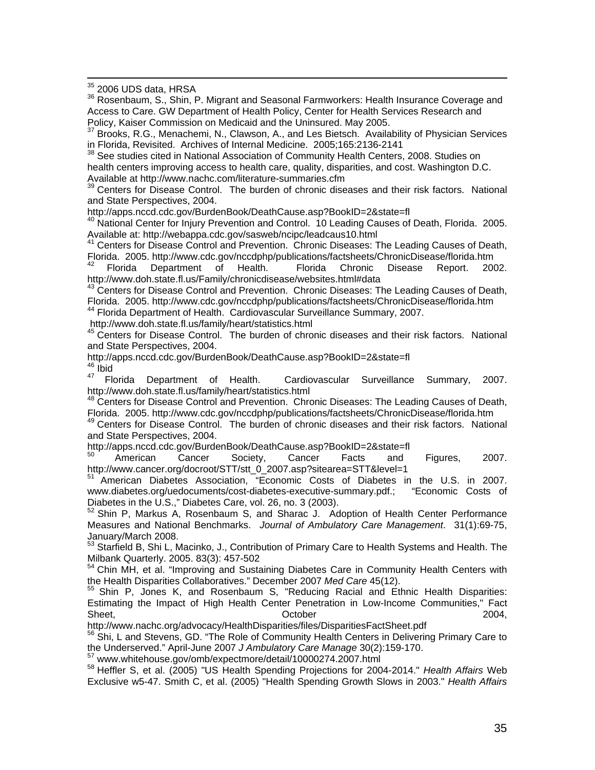[35] 2006 UDS data, HRSA

[36] Rosenbaum, S., Shin, P. Migrant and Seasonal Farmworkers: Health Insurance Coverage and Access to Care. GW Department of Health Policy, Center for Health Services Research and Policy, Kaiser Commission on Medicaid and the Uninsured. May 2005.

[37] Brooks, R.G., Menachemi, N., Clawson, A., and Les Bietsch. Availability of Physician Services in Florida, Revisited. Archives of Internal Medicine. 2005;165:2136-2141

[38] See studies cited in National Association of Community Health Centers, 2008. Studies on health centers improving access to health care, quality, disparities, and cost. Washington D.C. Available at http://www.nachc.com/literature-summaries.cfm

[39] Centers for Disease Control. The burden of chronic diseases and their risk factors. National and State Perspectives, 2004. http://apps.nccd.cdc.gov/BurdenBook/DeathCause.asp?BookID=2&state=fl

[40] National Center for Injury Prevention and Control. 10 Leading Causes of Death, Florida. 2005. Available at: http://webappa.cdc.gov/sasweb/ncipc/leadcaus10.html

[41] Centers for Disease Control and Prevention. Chronic Diseases: The Leading Causes of Death, Florida. 2005. http://www.cdc.gov/nccdphp/publications/factsheets/ChronicDisease/florida.htm

[42] Florida Department of Health. Florida Chronic Disease Report. 2002. http://www.doh.state.fl.us/Family/chronicdisease/websites.html#data

[43] Centers for Disease Control and Prevention. Chronic Diseases: The Leading Causes of Death, Florida. 2005. http://www.cdc.gov/nccdphp/publications/factsheets/ChronicDisease/florida.htm

[44] Florida Department of Health. Cardiovascular Surveillance Summary, 2007. http://www.doh.state.fl.us/family/heart/statistics.html

[45] Centers for Disease Control. The burden of chronic diseases and their risk factors. National and State Perspectives, 2004. http://apps.nccd.cdc.gov/BurdenBook/DeathCause.asp?BookID=2&state=fl

[46] Ibid

[47] Florida Department of Health. Cardiovascular Surveillance Summary, 2007. http://www.doh.state.fl.us/family/heart/statistics.html

[48] Centers for Disease Control and Prevention. Chronic Diseases: The Leading Causes of Death, Florida. 2005. http://www.cdc.gov/nccdphp/publications/factsheets/ChronicDisease/florida.htm

[49] Centers for Disease Control. The burden of chronic diseases and their risk factors. National and State Perspectives, 2004. http://apps.nccd.cdc.gov/BurdenBook/DeathCause.asp?BookID=2&state=fl

[50] American Cancer Society, Cancer Facts and Figures, 2007. http://www.cancer.org/docroot/STT/stt_0_2007.asp?sitearea=STT&level=1

[51] American Diabetes Association, "Economic Costs of Diabetes in the U.S. in 2007. www.diabetes.org/uedocuments/cost-diabetes-executive-summary.pdf.; "Economic Costs of Diabetes in the U.S.," Diabetes Care, vol. 26, no. 3 (2003).

[52] Shin P, Markus A, Rosenbaum S, and Sharac J. Adoption of Health Center Performance Measures and National Benchmarks. *Journal of Ambulatory Care Management*. 31(1):69-75, January/March 2008.

[53] Starfield B, Shi L, Macinko, J., Contribution of Primary Care to Health Systems and Health. The Milbank Quarterly. 2005. 83(3): 457-502

[54] Chin MH, et al. "Improving and Sustaining Diabetes Care in Community Health Centers with the Health Disparities Collaboratives." December 2007 *Med Care* 45(12).

[55] Shin P, Jones K, and Rosenbaum S, "Reducing Racial and Ethnic Health Disparities: Estimating the Impact of High Health Center Penetration in Low-Income Communities," Fact Sheet, October 2004, http://www.nachc.org/advocacy/HealthDisparities/files/DisparitiesFactSheet.pdf

[56] Shi, L and Stevens, GD. "The Role of Community Health Centers in Delivering Primary Care to the Underserved." April-June 2007 *J Ambulatory Care Manage* 30(2):159-170.

[57] www.whitehouse.gov/omb/expectmore/detail/10000274.2007.html

[58] Heffler S, et al. (2005) "US Health Spending Projections for 2004-2014." *Health Affairs* Web Exclusive w5-47. Smith C, et al. (2005) "Health Spending Growth Slows in 2003." *Health Affairs*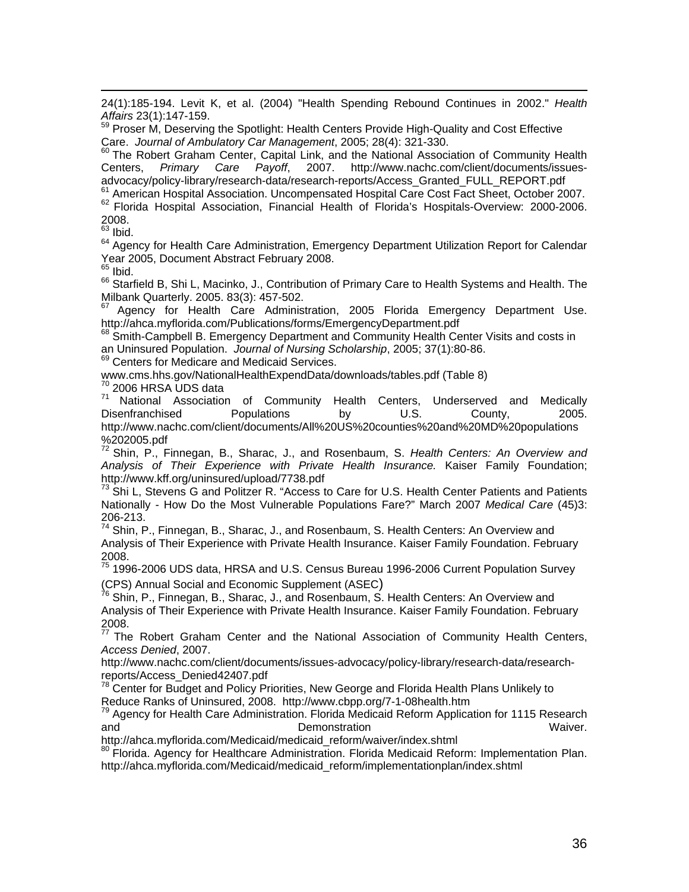24(1):185-194. Levit K, et al. (2004) "Health Spending Rebound Continues in 2002." *Health Affairs* 23(1):147-159.

[59] Proser M, Deserving the Spotlight: Health Centers Provide High-Quality and Cost Effective Care. *Journal of Ambulatory Car Management*, 2005; 28(4): 321-330.

[60] The Robert Graham Center, Capital Link, and the National Association of Community Health Centers, *Primary Care Payoff*, 2007. http://www.nachc.com/client/documents/issues-advocacy/policy-library/research-data/research-reports/Access_Granted_FULL_REPORT.pdf

[61] American Hospital Association. Uncompensated Hospital Care Cost Fact Sheet, October 2007.

[62] Florida Hospital Association, Financial Health of Florida's Hospitals-Overview: 2000-2006. 2008.

[63] Ibid.

[64] Agency for Health Care Administration, Emergency Department Utilization Report for Calendar Year 2005, Document Abstract February 2008.

[65] Ibid.

[66] Starfield B, Shi L, Macinko, J., Contribution of Primary Care to Health Systems and Health. The Milbank Quarterly. 2005. 83(3): 457-502.

[67] Agency for Health Care Administration, 2005 Florida Emergency Department Use. http://ahca.myflorida.com/Publications/forms/EmergencyDepartment.pdf

[68] Smith-Campbell B. Emergency Department and Community Health Center Visits and costs in an Uninsured Population. *Journal of Nursing Scholarship*, 2005; 37(1):80-86.

[69] Centers for Medicare and Medicaid Services. www.cms.hhs.gov/NationalHealthExpendData/downloads/tables.pdf (Table 8)

[70] 2006 HRSA UDS data

[71] National Association of Community Health Centers, Underserved and Medically Disenfranchised Populations by U.S. County, 2005. http://www.nachc.com/client/documents/All%20US%20counties%20and%20MD%20populations%202005.pdf

[72] Shin, P., Finnegan, B., Sharac, J., and Rosenbaum, S. *Health Centers: An Overview and Analysis of Their Experience with Private Health Insurance.* Kaiser Family Foundation; http://www.kff.org/uninsured/upload/7738.pdf

[73] Shi L, Stevens G and Politzer R. "Access to Care for U.S. Health Center Patients and Patients Nationally - How Do the Most Vulnerable Populations Fare?" March 2007 *Medical Care* (45)3: 206-213.

[74] Shin, P., Finnegan, B., Sharac, J., and Rosenbaum, S. Health Centers: An Overview and Analysis of Their Experience with Private Health Insurance. Kaiser Family Foundation. February 2008.

[75] 1996-2006 UDS data, HRSA and U.S. Census Bureau 1996-2006 Current Population Survey (CPS) Annual Social and Economic Supplement (ASEC)

[76] Shin, P., Finnegan, B., Sharac, J., and Rosenbaum, S. Health Centers: An Overview and Analysis of Their Experience with Private Health Insurance. Kaiser Family Foundation. February 2008.

[77] The Robert Graham Center and the National Association of Community Health Centers, *Access Denied*, 2007. http://www.nachc.com/client/documents/issues-advocacy/policy-library/research-data/research-reports/Access_Denied42407.pdf

[78] Center for Budget and Policy Priorities, New George and Florida Health Plans Unlikely to Reduce Ranks of Uninsured, 2008. http://www.cbpp.org/7-1-08health.htm

[79] Agency for Health Care Administration. Florida Medicaid Reform Application for 1115 Research and Demonstration Waiver. http://ahca.myflorida.com/Medicaid/medicaid_reform/waiver/index.shtml

[80] Florida. Agency for Healthcare Administration. Florida Medicaid Reform: Implementation Plan. http://ahca.myflorida.com/Medicaid/medicaid_reform/implementationplan/index.shtml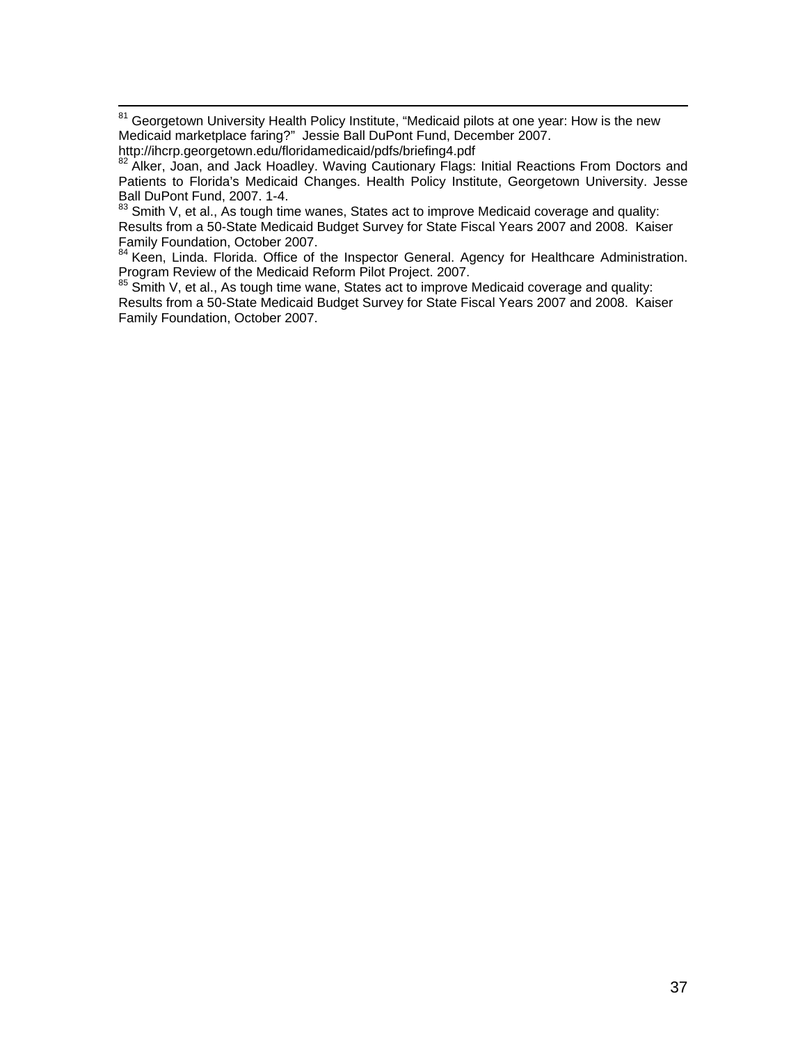[81] Georgetown University Health Policy Institute, "Medicaid pilots at one year: How is the new Medicaid marketplace faring?" Jessie Ball DuPont Fund, December 2007. http://ihcrp.georgetown.edu/floridamedicaid/pdfs/briefing4.pdf

[82] Alker, Joan, and Jack Hoadley. Waving Cautionary Flags: Initial Reactions From Doctors and Patients to Florida's Medicaid Changes. Health Policy Institute, Georgetown University. Jesse Ball DuPont Fund, 2007. 1-4.

[83] Smith V, et al., As tough time wanes, States act to improve Medicaid coverage and quality: Results from a 50-State Medicaid Budget Survey for State Fiscal Years 2007 and 2008. Kaiser Family Foundation, October 2007.

[84] Keen, Linda. Florida. Office of the Inspector General. Agency for Healthcare Administration. Program Review of the Medicaid Reform Pilot Project. 2007.

[85] Smith V, et al., As tough time wane, States act to improve Medicaid coverage and quality: Results from a 50-State Medicaid Budget Survey for State Fiscal Years 2007 and 2008. Kaiser Family Foundation, October 2007.